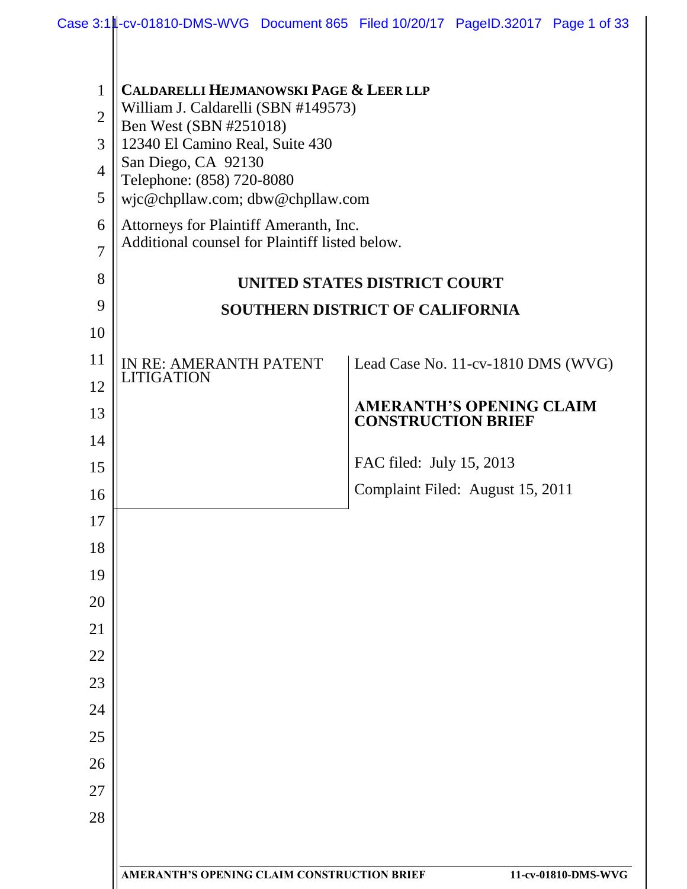**CALDARELLI HEJMANOWSKI PAGE & LEER LLP**
William J. Caldarelli (SBN #149573)
Ben West (SBN #251018)
12340 El Camino Real, Suite 430
San Diego, CA 92130
Telephone: (858) 720-8080
wjc@chpllaw.com; dbw@chpllaw.com

Attorneys for Plaintiff Ameranth, Inc.
Additional counsel for Plaintiff listed below.

**UNITED STATES DISTRICT COURT**

**SOUTHERN DISTRICT OF CALIFORNIA**

| | |
|---|---|
| IN RE: AMERANTH PATENT LITIGATION | Lead Case No. 11-cv-1810 DMS (WVG) |
| | **AMERANTH'S OPENING CLAIM CONSTRUCTION BRIEF** |
| | FAC filed: July 15, 2013 |
| | Complaint Filed: August 15, 2011 |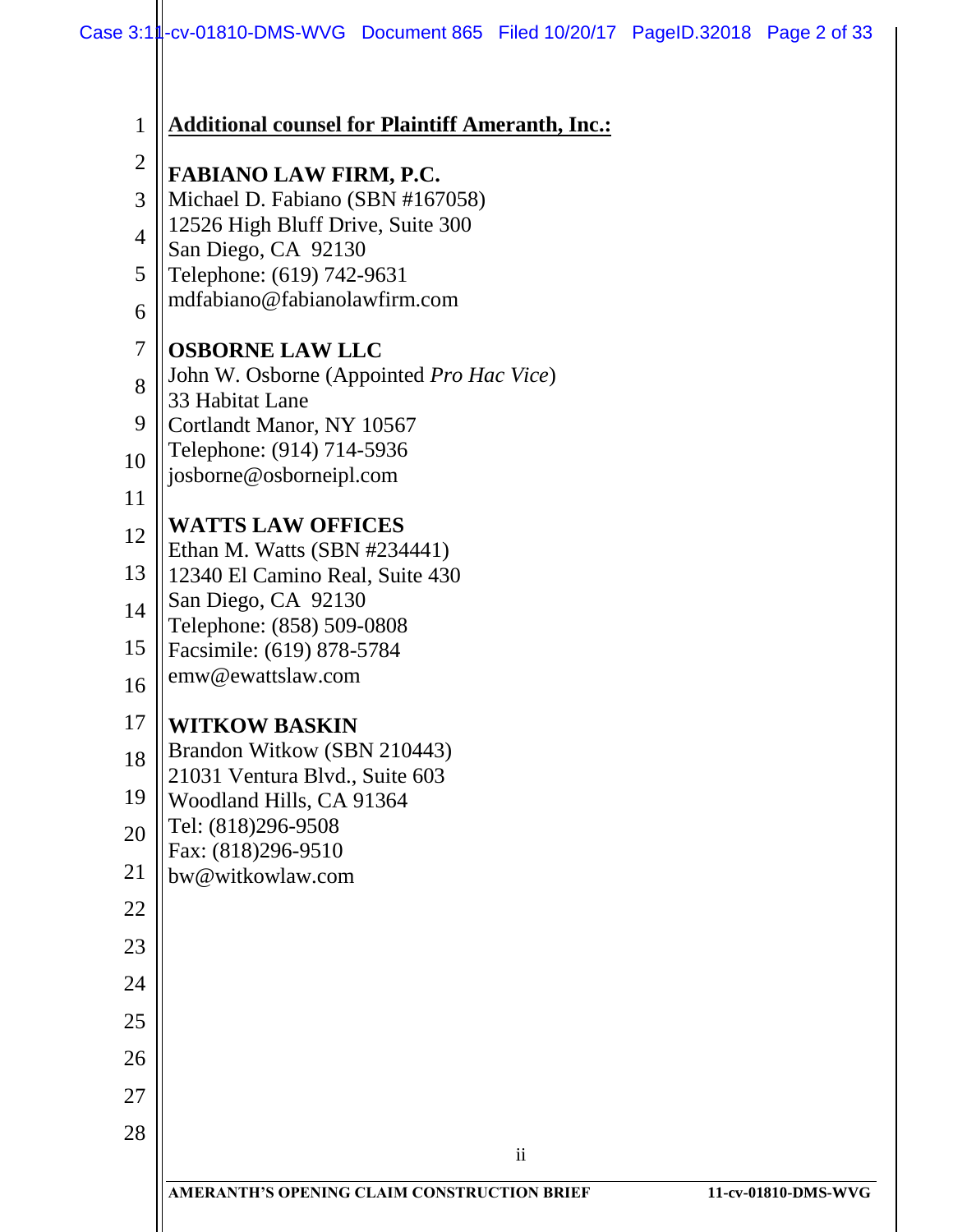**Additional counsel for Plaintiff Ameranth, Inc.:**

**FABIANO LAW FIRM, P.C.**
Michael D. Fabiano (SBN #167058)
12526 High Bluff Drive, Suite 300
San Diego, CA 92130
Telephone: (619) 742-9631
mdfabiano@fabianolawfirm.com

**OSBORNE LAW LLC**
John W. Osborne (Appointed *Pro Hac Vice*)
33 Habitat Lane
Cortlandt Manor, NY 10567
Telephone: (914) 714-5936
josborne@osborneipl.com

**WATTS LAW OFFICES**
Ethan M. Watts (SBN #234441)
12340 El Camino Real, Suite 430
San Diego, CA 92130
Telephone: (858) 509-0808
Facsimile: (619) 878-5784
emw@ewattslaw.com

**WITKOW BASKIN**
Brandon Witkow (SBN 210443)
21031 Ventura Blvd., Suite 603
Woodland Hills, CA 91364
Tel: (818)296-9508
Fax: (818)296-9510
bw@witkowlaw.com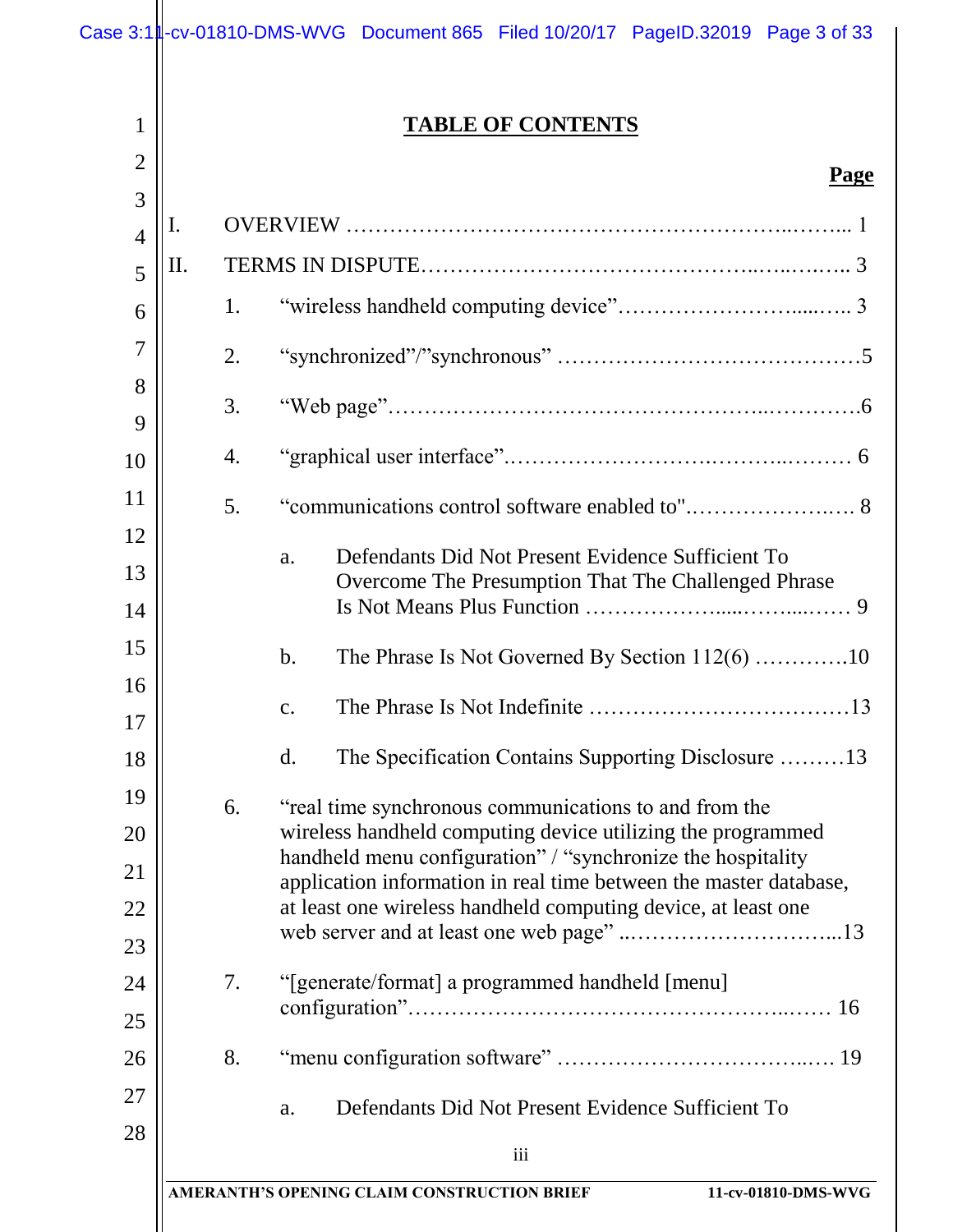# TABLE OF CONTENTS

**Page**

I. OVERVIEW ........................................................................ 1

II. TERMS IN DISPUTE ............................................................ 3

1. "wireless handheld computing device" ..................................... 3

2. "synchronized"/"synchronous" .............................................. 5

3. "Web page" ...................................................................... 6

4. "graphical user interface" ..................................................... 6

5. "communications control software enabled to" ........................... 8

   a. Defendants Did Not Present Evidence Sufficient To Overcome The Presumption That The Challenged Phrase Is Not Means Plus Function ..................................... 9

   b. The Phrase Is Not Governed By Section 112(6) ....................... 10

   c. The Phrase Is Not Indefinite ............................................... 13

   d. The Specification Contains Supporting Disclosure ................... 13

6. "real time synchronous communications to and from the wireless handheld computing device utilizing the programmed handheld menu configuration" / "synchronize the hospitality application information in real time between the master database, at least one wireless handheld computing device, at least one web server and at least one web page" ........................... 13

7. "[generate/format] a programmed handheld [menu] configuration" ..................................................................... 16

8. "menu configuration software" ............................................... 19

   a. Defendants Did Not Present Evidence Sufficient To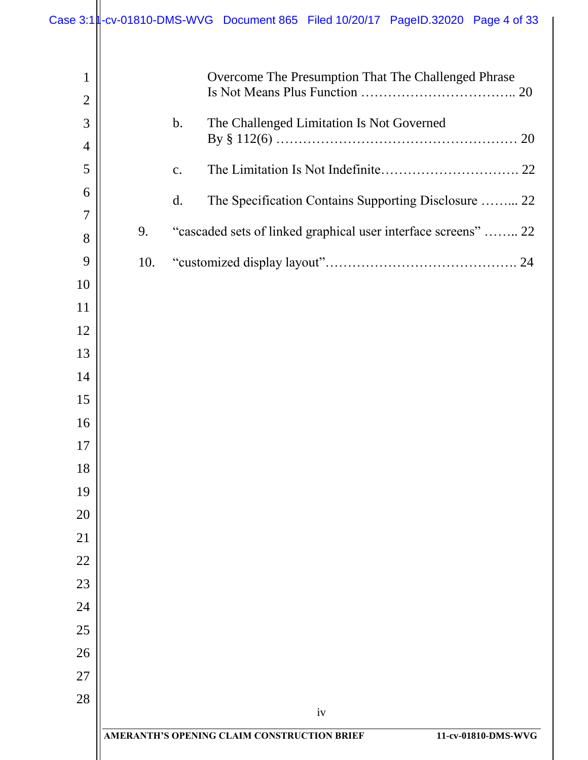Overcome The Presumption That The Challenged Phrase Is Not Means Plus Function .................................. 20

b. The Challenged Limitation Is Not Governed By § 112(6) ..................................................... 20

c. The Limitation Is Not Indefinite.............................. 22

d. The Specification Contains Supporting Disclosure ........ 22

9. "cascaded sets of linked graphical user interface screens" ........ 22

10. "customized display layout".......................................... 24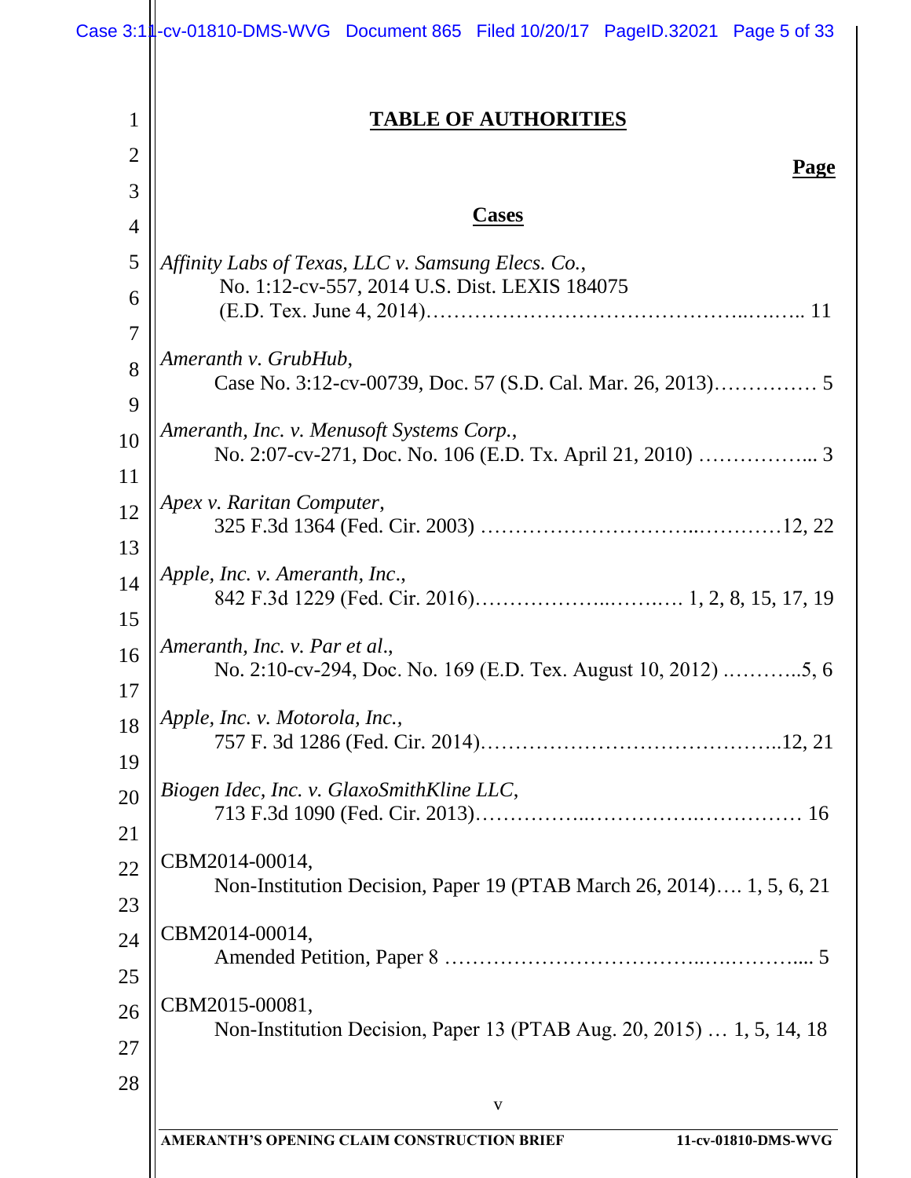## TABLE OF AUTHORITIES

**Page**

### Cases

*Affinity Labs of Texas, LLC v. Samsung Elecs. Co.*,
No. 1:12-cv-557, 2014 U.S. Dist. LEXIS 184075
(E.D. Tex. June 4, 2014)……………………………………..….….. 11

*Ameranth v. GrubHub*,
Case No. 3:12-cv-00739, Doc. 57 (S.D. Cal. Mar. 26, 2013)…………… 5

*Ameranth, Inc. v. Menusoft Systems Corp.*,
No. 2:07-cv-271, Doc. No. 106 (E.D. Tx. April 21, 2010) ……………... 3

*Apex v. Raritan Computer*,
325 F.3d 1364 (Fed. Cir. 2003) ………………………...…………12, 22

*Apple, Inc. v. Ameranth, Inc.*,
842 F.3d 1229 (Fed. Cir. 2016)……………….………. 1, 2, 8, 15, 17, 19

*Ameranth, Inc. v. Par et al.*,
No. 2:10-cv-294, Doc. No. 169 (E.D. Tex. August 10, 2012) .………..5, 6

*Apple, Inc. v. Motorola, Inc.*,
757 F. 3d 1286 (Fed. Cir. 2014)…………………………………..12, 21

*Biogen Idec, Inc. v. GlaxoSmithKline LLC*,
713 F.3d 1090 (Fed. Cir. 2013)……………..…………….…………… 16

CBM2014-00014,
Non-Institution Decision, Paper 19 (PTAB March 26, 2014)…. 1, 5, 6, 21

CBM2014-00014,
Amended Petition, Paper 8 ……………………………..…..……….... 5

CBM2015-00081,
Non-Institution Decision, Paper 13 (PTAB Aug. 20, 2015) … 1, 5, 14, 18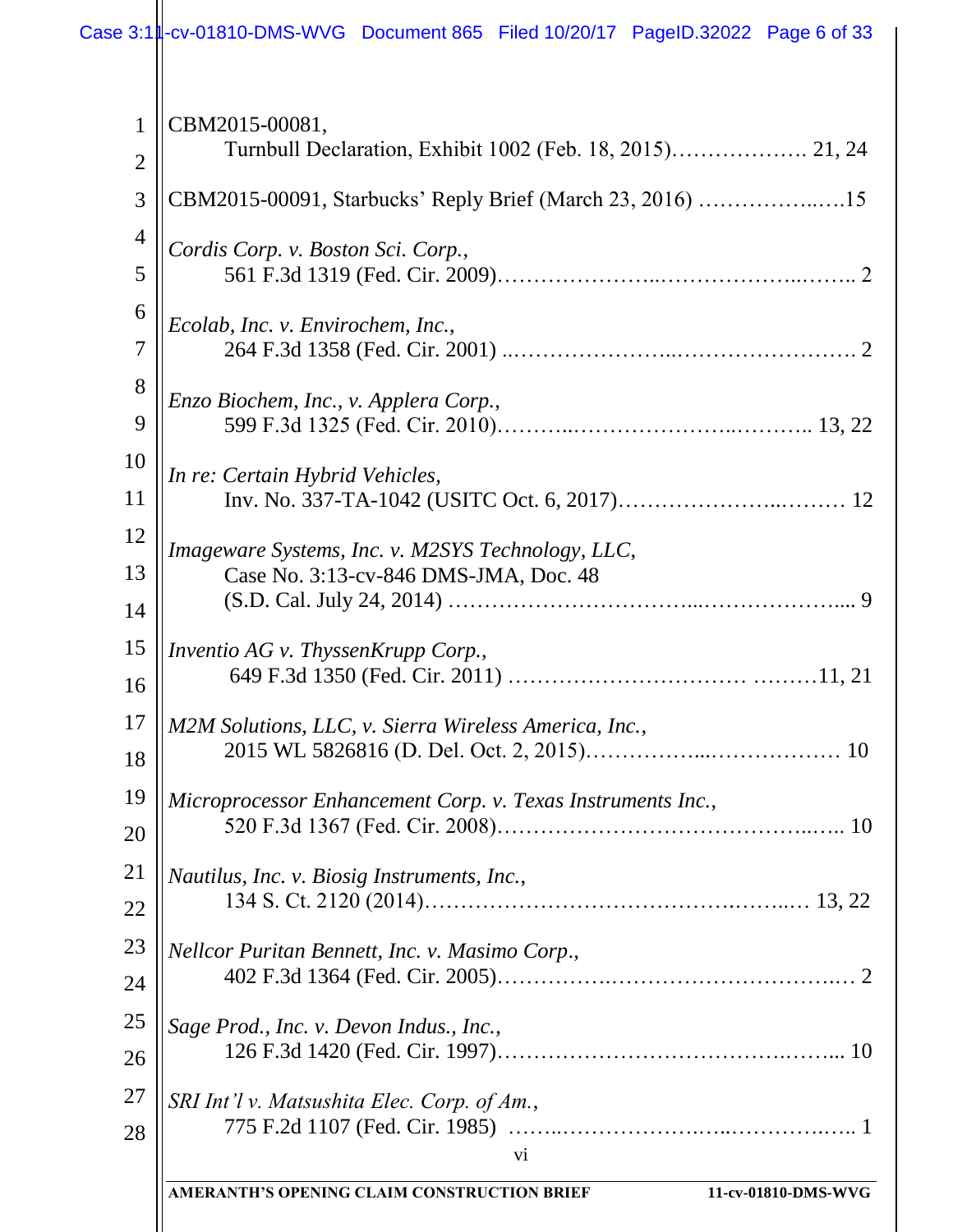CBM2015-00081,
Turnbull Declaration, Exhibit 1002 (Feb. 18, 2015)………………. 21, 24

CBM2015-00091, Starbucks' Reply Brief (March 23, 2016) ……………..….15

*Cordis Corp. v. Boston Sci. Corp.*,
561 F.3d 1319 (Fed. Cir. 2009)………………..……………..…….. 2

*Ecolab, Inc. v. Envirochem, Inc.*,
264 F.3d 1358 (Fed. Cir. 2001) ..…………………..……………………. 2

*Enzo Biochem, Inc., v. Applera Corp.*,
599 F.3d 1325 (Fed. Cir. 2010)………..………………..……….. 13, 22

*In re: Certain Hybrid Vehicles*,
Inv. No. 337-TA-1042 (USITC Oct. 6, 2017)…………………..……… 12

*Imageware Systems, Inc. v. M2SYS Technology, LLC*,
Case No. 3:13-cv-846 DMS-JMA, Doc. 48
(S.D. Cal. July 24, 2014) …………………………...………………... 9

*Inventio AG v. ThyssenKrupp Corp.*,
649 F.3d 1350 (Fed. Cir. 2011) ………………………… ..……11, 21

*M2M Solutions, LLC, v. Sierra Wireless America, Inc.*,
2015 WL 5826816 (D. Del. Oct. 2, 2015)……………...……………… 10

*Microprocessor Enhancement Corp. v. Texas Instruments Inc.*,
520 F.3d 1367 (Fed. Cir. 2008)…………………………………..….. 10

*Nautilus, Inc. v. Biosig Instruments, Inc.*,
134 S. Ct. 2120 (2014)…………………………………….……..… 13, 22

*Nellcor Puritan Bennett, Inc. v. Masimo Corp*.,
402 F.3d 1364 (Fed. Cir. 2005)……………..…………………………..… 2

*Sage Prod., Inc. v. Devon Indus., Inc.*,
126 F.3d 1420 (Fed. Cir. 1997)…………………………….……... 10

*SRI Int'l v. Matsushita Elec. Corp. of Am.*,
775 F.2d 1107 (Fed. Cir. 1985) ……..………………..……..……….. 1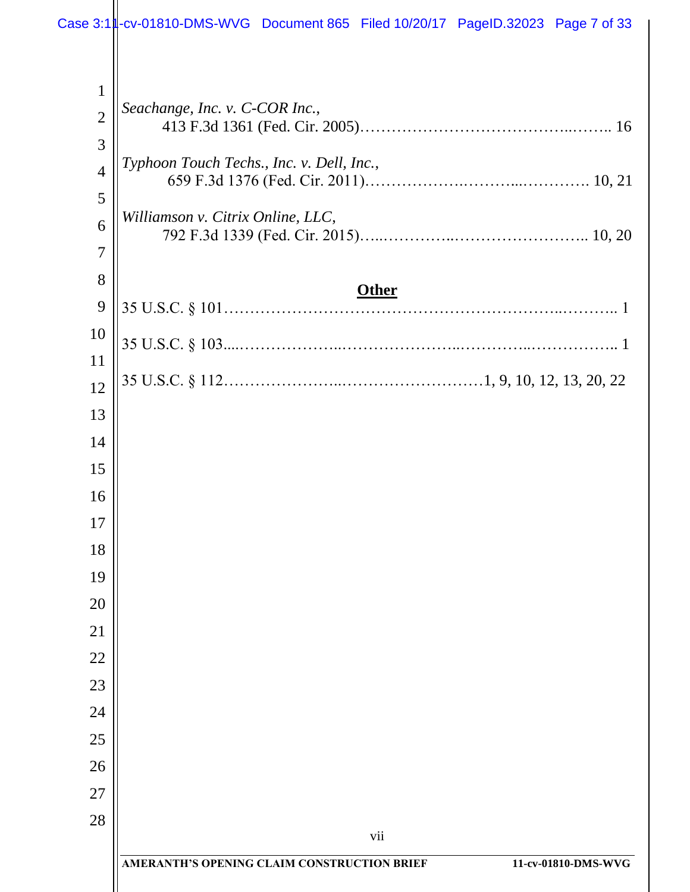*Seachange, Inc. v. C-COR Inc.*,
413 F.3d 1361 (Fed. Cir. 2005)………………………………….…….. 16

*Typhoon Touch Techs., Inc. v. Dell, Inc.*,
659 F.3d 1376 (Fed. Cir. 2011)……………….………..…………. 10, 21

*Williamson v. Citrix Online, LLC*,
792 F.3d 1339 (Fed. Cir. 2015)…..…………..…………………….. 10, 20

**Other**

35 U.S.C. § 101……………………………………………………..……….. 1

35 U.S.C. § 103....………………..…………………..…………..…………….. 1

35 U.S.C. § 112…………………..………………………1, 9, 10, 12, 13, 20, 22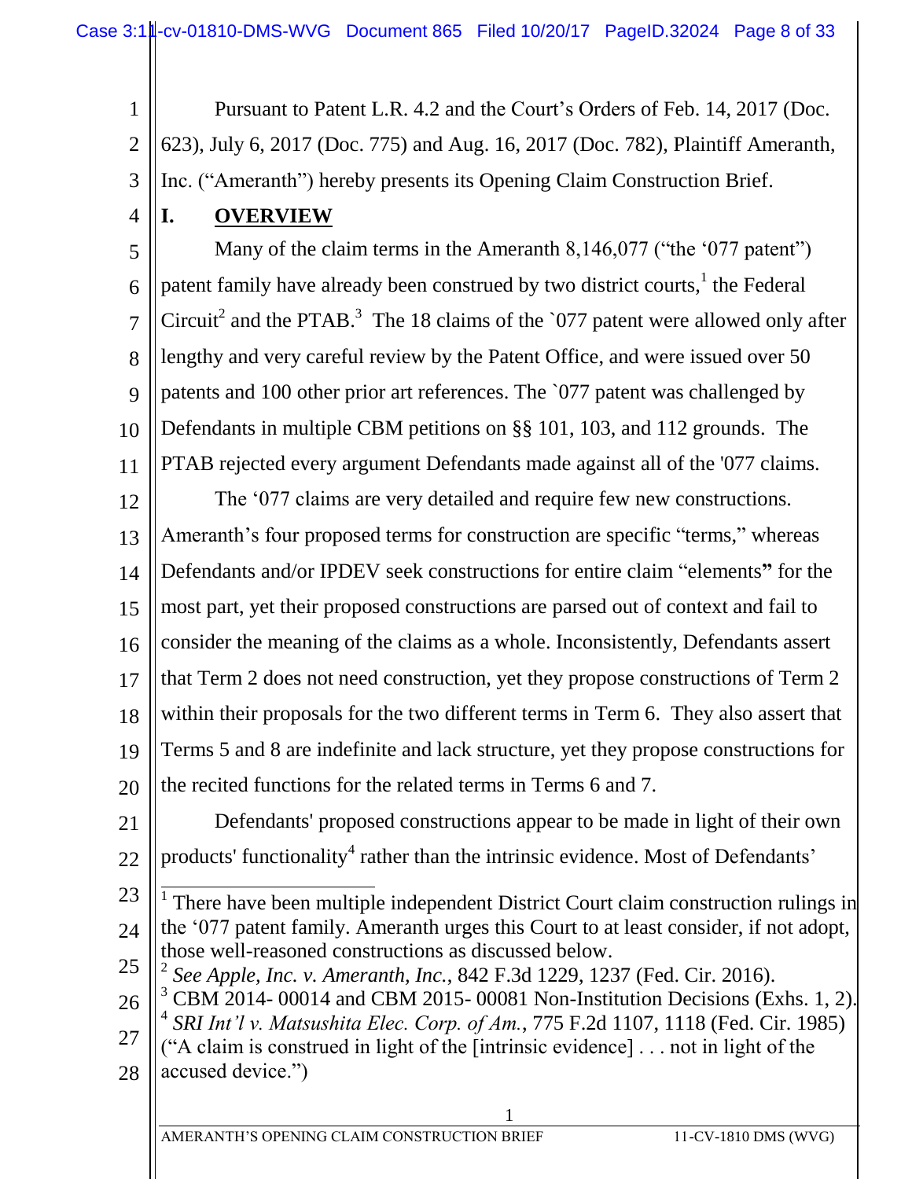Pursuant to Patent L.R. 4.2 and the Court's Orders of Feb. 14, 2017 (Doc. 623), July 6, 2017 (Doc. 775) and Aug. 16, 2017 (Doc. 782), Plaintiff Ameranth, Inc. ("Ameranth") hereby presents its Opening Claim Construction Brief.

## I. OVERVIEW

Many of the claim terms in the Ameranth 8,146,077 ("the '077 patent") patent family have already been construed by two district courts,[1] the Federal Circuit[2] and the PTAB.[3] The 18 claims of the `077 patent were allowed only after lengthy and very careful review by the Patent Office, and were issued over 50 patents and 100 other prior art references. The `077 patent was challenged by Defendants in multiple CBM petitions on §§ 101, 103, and 112 grounds. The PTAB rejected every argument Defendants made against all of the '077 claims.

The '077 claims are very detailed and require few new constructions. Ameranth's four proposed terms for construction are specific "terms," whereas Defendants and/or IPDEV seek constructions for entire claim "elements**"** for the most part, yet their proposed constructions are parsed out of context and fail to consider the meaning of the claims as a whole. Inconsistently, Defendants assert that Term 2 does not need construction, yet they propose constructions of Term 2 within their proposals for the two different terms in Term 6. They also assert that Terms 5 and 8 are indefinite and lack structure, yet they propose constructions for the recited functions for the related terms in Terms 6 and 7.

Defendants' proposed constructions appear to be made in light of their own products' functionality[4] rather than the intrinsic evidence. Most of Defendants'

---

[1] There have been multiple independent District Court claim construction rulings in the '077 patent family. Ameranth urges this Court to at least consider, if not adopt, those well-reasoned constructions as discussed below.

[2] *See Apple, Inc. v. Ameranth, Inc.*, 842 F.3d 1229, 1237 (Fed. Cir. 2016).

[3] CBM 2014- 00014 and CBM 2015- 00081 Non-Institution Decisions (Exhs. 1, 2).

[4] *SRI Int'l v. Matsushita Elec. Corp. of Am.*, 775 F.2d 1107, 1118 (Fed. Cir. 1985) ("A claim is construed in light of the [intrinsic evidence] . . . not in light of the accused device.")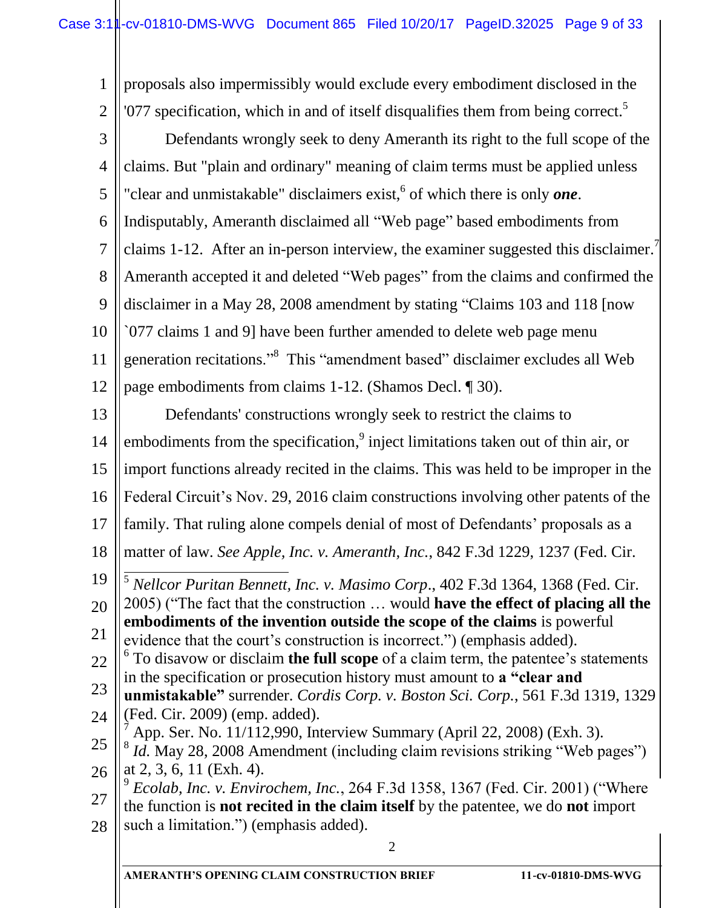proposals also impermissibly would exclude every embodiment disclosed in the '077 specification, which in and of itself disqualifies them from being correct.[5]

Defendants wrongly seek to deny Ameranth its right to the full scope of the claims. But "plain and ordinary" meaning of claim terms must be applied unless "clear and unmistakable" disclaimers exist,[6] of which there is only ***one***. Indisputably, Ameranth disclaimed all "Web page" based embodiments from claims 1-12. After an in-person interview, the examiner suggested this disclaimer.[7] Ameranth accepted it and deleted "Web pages" from the claims and confirmed the disclaimer in a May 28, 2008 amendment by stating "Claims 103 and 118 [now `077 claims 1 and 9] have been further amended to delete web page menu generation recitations."[8] This "amendment based" disclaimer excludes all Web page embodiments from claims 1-12. (Shamos Decl. ¶ 30).

Defendants' constructions wrongly seek to restrict the claims to embodiments from the specification,[9] inject limitations taken out of thin air, or import functions already recited in the claims. This was held to be improper in the Federal Circuit's Nov. 29, 2016 claim constructions involving other patents of the family. That ruling alone compels denial of most of Defendants' proposals as a matter of law. *See Apple, Inc. v. Ameranth, Inc.*, 842 F.3d 1229, 1237 (Fed. Cir.

---

[5] *Nellcor Puritan Bennett, Inc. v. Masimo Corp*., 402 F.3d 1364, 1368 (Fed. Cir. 2005) ("The fact that the construction … would **have the effect of placing all the embodiments of the invention outside the scope of the claims** is powerful evidence that the court's construction is incorrect.") (emphasis added).

[6] To disavow or disclaim **the full scope** of a claim term, the patentee's statements in the specification or prosecution history must amount to **a "clear and unmistakable"** surrender. *Cordis Corp. v. Boston Sci. Corp.*, 561 F.3d 1319, 1329 (Fed. Cir. 2009) (emp. added).

[7] App. Ser. No. 11/112,990, Interview Summary (April 22, 2008) (Exh. 3).

[8] *Id.* May 28, 2008 Amendment (including claim revisions striking "Web pages") at 2, 3, 6, 11 (Exh. 4).

[9] *Ecolab, Inc. v. Envirochem, Inc.*, 264 F.3d 1358, 1367 (Fed. Cir. 2001) ("Where the function is **not recited in the claim itself** by the patentee, we do **not** import such a limitation.") (emphasis added).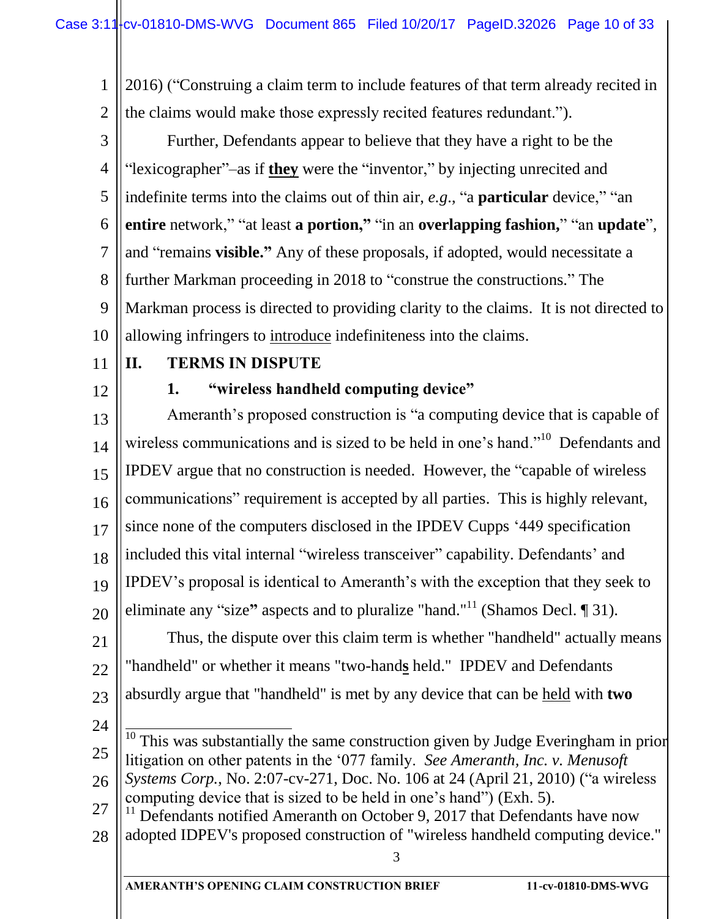2016) ("Construing a claim term to include features of that term already recited in the claims would make those expressly recited features redundant.").

Further, Defendants appear to believe that they have a right to be the "lexicographer"–as if **they** were the "inventor," by injecting unrecited and indefinite terms into the claims out of thin air, *e.g.*, "a **particular** device," "an **entire** network," "at least **a portion,**" "in an **overlapping fashion,**" "an **update**", and "remains **visible.**" Any of these proposals, if adopted, would necessitate a further Markman proceeding in 2018 to "construe the constructions." The Markman process is directed to providing clarity to the claims. It is not directed to allowing infringers to introduce indefiniteness into the claims.

## II. TERMS IN DISPUTE

### 1. "wireless handheld computing device"

Ameranth's proposed construction is "a computing device that is capable of wireless communications and is sized to be held in one's hand."[10] Defendants and IPDEV argue that no construction is needed. However, the "capable of wireless communications" requirement is accepted by all parties. This is highly relevant, since none of the computers disclosed in the IPDEV Cupps '449 specification included this vital internal "wireless transceiver" capability. Defendants' and IPDEV's proposal is identical to Ameranth's with the exception that they seek to eliminate any "size**"** aspects and to pluralize "hand."[11] (Shamos Decl. ¶ 31).

Thus, the dispute over this claim term is whether "handheld" actually means "handheld" or whether it means "two-hand**s** held." IPDEV and Defendants absurdly argue that "handheld" is met by any device that can be held with **two**

---

[10] This was substantially the same construction given by Judge Everingham in prior litigation on other patents in the '077 family. *See Ameranth, Inc. v. Menusoft Systems Corp.*, No. 2:07-cv-271, Doc. No. 106 at 24 (April 21, 2010) ("a wireless computing device that is sized to be held in one's hand") (Exh. 5).

[11] Defendants notified Ameranth on October 9, 2017 that Defendants have now adopted IDPEV's proposed construction of "wireless handheld computing device."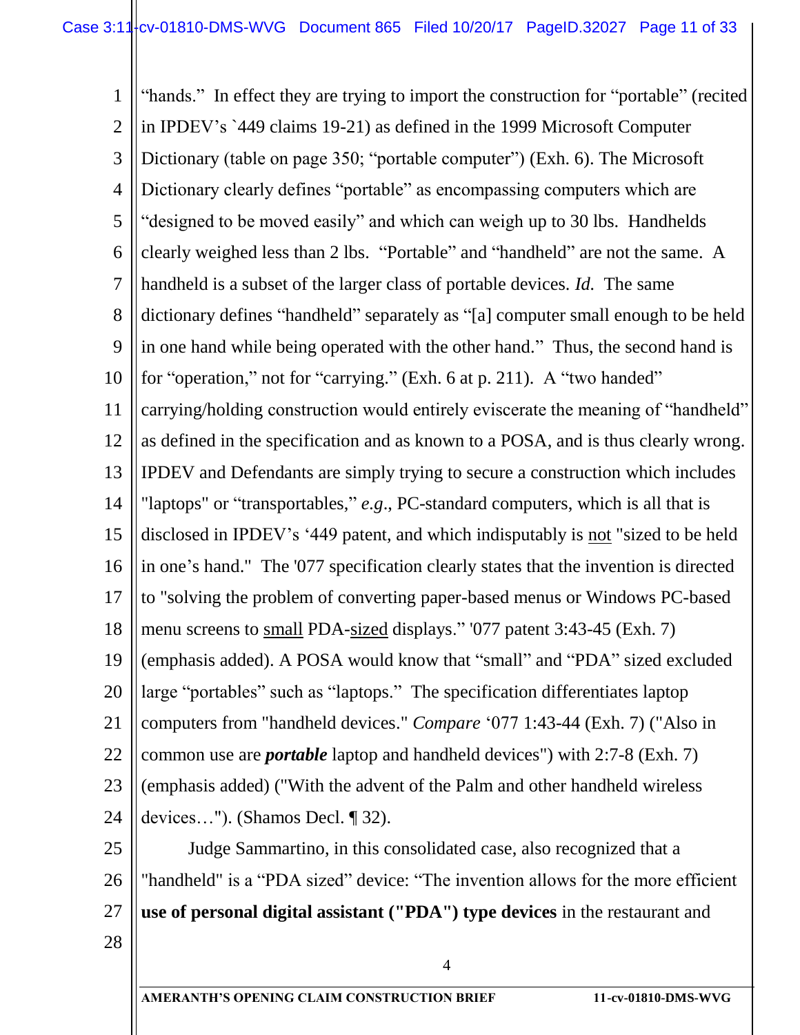"hands." In effect they are trying to import the construction for "portable" (recited in IPDEV's `449 claims 19-21) as defined in the 1999 Microsoft Computer Dictionary (table on page 350; "portable computer") (Exh. 6). The Microsoft Dictionary clearly defines "portable" as encompassing computers which are "designed to be moved easily" and which can weigh up to 30 lbs. Handhelds clearly weighed less than 2 lbs. "Portable" and "handheld" are not the same. A handheld is a subset of the larger class of portable devices. *Id.* The same dictionary defines "handheld" separately as "[a] computer small enough to be held in one hand while being operated with the other hand." Thus, the second hand is for "operation," not for "carrying." (Exh. 6 at p. 211). A "two handed" carrying/holding construction would entirely eviscerate the meaning of "handheld" as defined in the specification and as known to a POSA, and is thus clearly wrong. IPDEV and Defendants are simply trying to secure a construction which includes "laptops" or "transportables," *e.g*., PC-standard computers, which is all that is disclosed in IPDEV's '449 patent, and which indisputably is <u>not</u> "sized to be held in one's hand." The '077 specification clearly states that the invention is directed to "solving the problem of converting paper-based menus or Windows PC-based menu screens to <u>small</u> PDA-<u>sized</u> displays." '077 patent 3:43-45 (Exh. 7) (emphasis added). A POSA would know that "small" and "PDA" sized excluded large "portables" such as "laptops." The specification differentiates laptop computers from "handheld devices." *Compare* '077 1:43-44 (Exh. 7) ("Also in common use are ***portable*** laptop and handheld devices") with 2:7-8 (Exh. 7) (emphasis added) ("With the advent of the Palm and other handheld wireless devices…"). (Shamos Decl. ¶ 32).

Judge Sammartino, in this consolidated case, also recognized that a "handheld" is a "PDA sized" device: "The invention allows for the more efficient **use of personal digital assistant ("PDA") type devices** in the restaurant and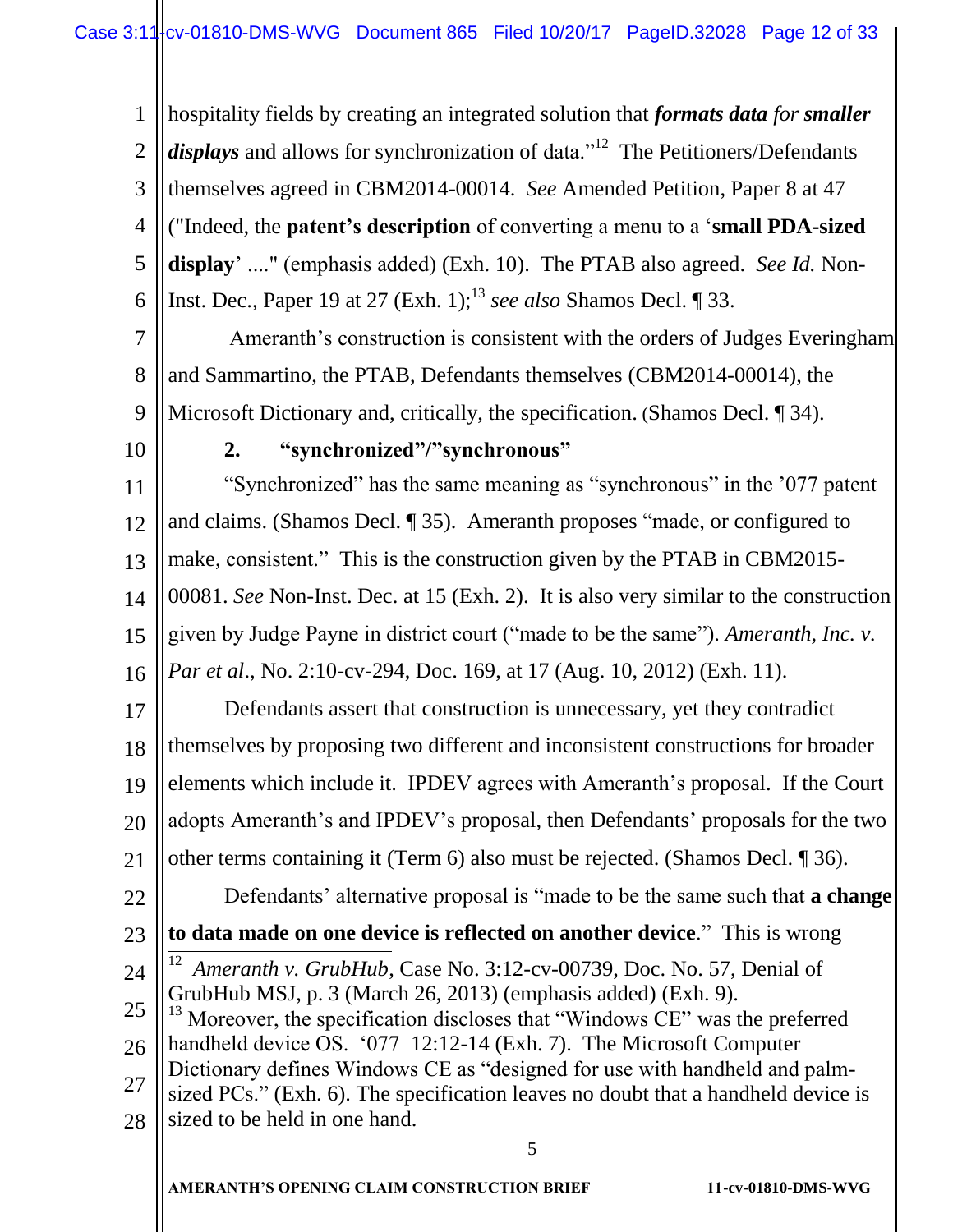hospitality fields by creating an integrated solution that ***formats data*** *for* ***smaller displays*** and allows for synchronization of data."[12] The Petitioners/Defendants themselves agreed in CBM2014-00014. *See* Amended Petition, Paper 8 at 47 ("Indeed, the **patent's description** of converting a menu to a '**small PDA-sized display**' ...." (emphasis added) (Exh. 10). The PTAB also agreed. *See Id.* Non-Inst. Dec., Paper 19 at 27 (Exh. 1);[13] *see also* Shamos Decl. ¶ 33.

Ameranth's construction is consistent with the orders of Judges Everingham and Sammartino, the PTAB, Defendants themselves (CBM2014-00014), the Microsoft Dictionary and, critically, the specification. (Shamos Decl. ¶ 34).

### 2. "synchronized"/"synchronous"

"Synchronized" has the same meaning as "synchronous" in the '077 patent and claims. (Shamos Decl. ¶ 35). Ameranth proposes "made, or configured to make, consistent." This is the construction given by the PTAB in CBM2015-00081. *See* Non-Inst. Dec. at 15 (Exh. 2). It is also very similar to the construction given by Judge Payne in district court ("made to be the same"). *Ameranth, Inc. v. Par et al.*, No. 2:10-cv-294, Doc. 169, at 17 (Aug. 10, 2012) (Exh. 11).

Defendants assert that construction is unnecessary, yet they contradict themselves by proposing two different and inconsistent constructions for broader elements which include it. IPDEV agrees with Ameranth's proposal. If the Court adopts Ameranth's and IPDEV's proposal, then Defendants' proposals for the two other terms containing it (Term 6) also must be rejected. (Shamos Decl. ¶ 36).

Defendants' alternative proposal is "made to be the same such that **a change to data made on one device is reflected on another device**." This is wrong

---

[12] *Ameranth v. GrubHub*, Case No. 3:12-cv-00739, Doc. No. 57, Denial of GrubHub MSJ, p. 3 (March 26, 2013) (emphasis added) (Exh. 9).

[13] Moreover, the specification discloses that "Windows CE" was the preferred handheld device OS. '077 12:12-14 (Exh. 7). The Microsoft Computer Dictionary defines Windows CE as "designed for use with handheld and palm-sized PCs." (Exh. 6). The specification leaves no doubt that a handheld device is sized to be held in <u>one</u> hand.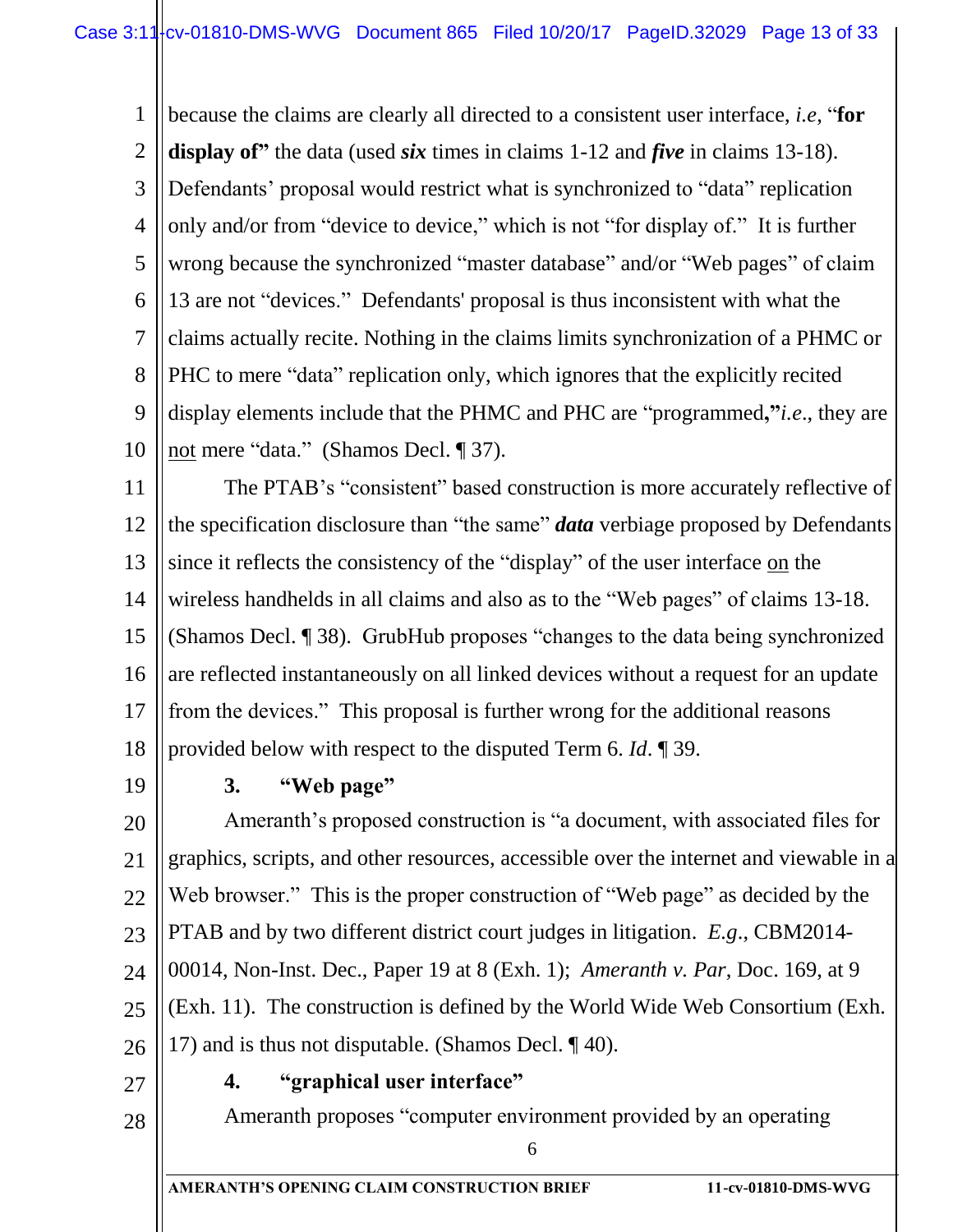because the claims are clearly all directed to a consistent user interface, *i.e*, "**for display of"** the data (used ***six*** times in claims 1-12 and ***five*** in claims 13-18). Defendants' proposal would restrict what is synchronized to "data" replication only and/or from "device to device," which is not "for display of." It is further wrong because the synchronized "master database" and/or "Web pages" of claim 13 are not "devices." Defendants' proposal is thus inconsistent with what the claims actually recite. Nothing in the claims limits synchronization of a PHMC or PHC to mere "data" replication only, which ignores that the explicitly recited display elements include that the PHMC and PHC are "programmed**,"***i.e*., they are <u>not</u> mere "data." (Shamos Decl. ¶ 37).

The PTAB's "consistent" based construction is more accurately reflective of the specification disclosure than "the same" ***data*** verbiage proposed by Defendants since it reflects the consistency of the "display" of the user interface <u>on</u> the wireless handhelds in all claims and also as to the "Web pages" of claims 13-18. (Shamos Decl. ¶ 38). GrubHub proposes "changes to the data being synchronized are reflected instantaneously on all linked devices without a request for an update from the devices." This proposal is further wrong for the additional reasons provided below with respect to the disputed Term 6. *Id*. ¶ 39.

### 3. "Web page"

Ameranth's proposed construction is "a document, with associated files for graphics, scripts, and other resources, accessible over the internet and viewable in a Web browser." This is the proper construction of "Web page" as decided by the PTAB and by two different district court judges in litigation. *E.g*., CBM2014-00014, Non-Inst. Dec., Paper 19 at 8 (Exh. 1); *Ameranth v. Par*, Doc. 169, at 9 (Exh. 11). The construction is defined by the World Wide Web Consortium (Exh. 17) and is thus not disputable. (Shamos Decl. ¶ 40).

### 4. "graphical user interface"

Ameranth proposes "computer environment provided by an operating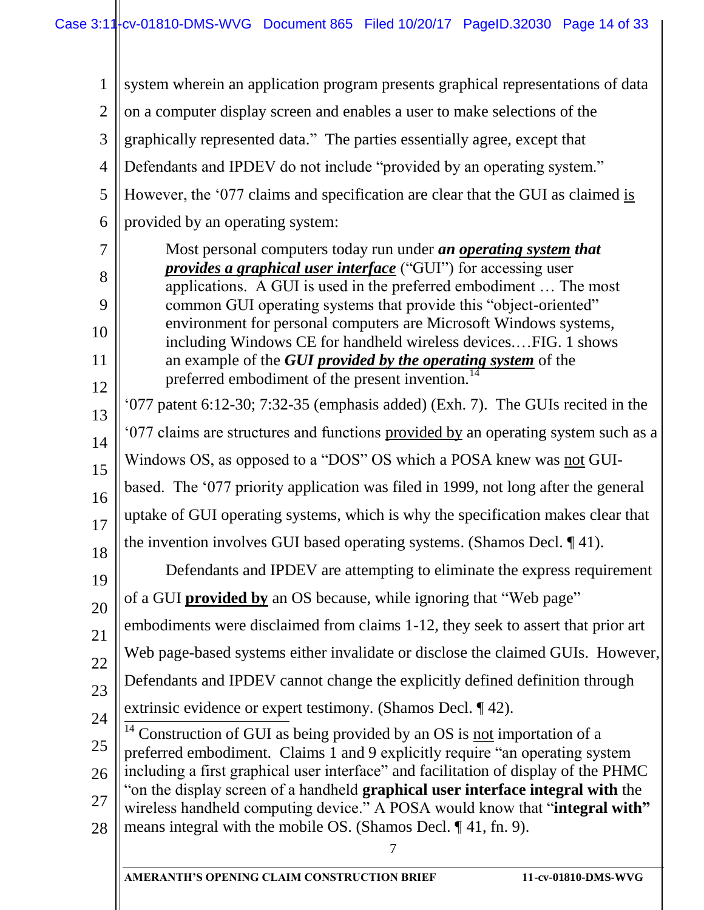system wherein an application program presents graphical representations of data on a computer display screen and enables a user to make selections of the graphically represented data." The parties essentially agree, except that Defendants and IPDEV do not include "provided by an operating system." However, the '077 claims and specification are clear that the GUI as claimed is provided by an operating system:

> Most personal computers today run under ***an operating system that provides a graphical user interface*** ("GUI") for accessing user applications. A GUI is used in the preferred embodiment … The most common GUI operating systems that provide this "object-oriented" environment for personal computers are Microsoft Windows systems, including Windows CE for handheld wireless devices.…FIG. 1 shows an example of the ***GUI provided by the operating system*** of the preferred embodiment of the present invention.[14]

'077 patent 6:12-30; 7:32-35 (emphasis added) (Exh. 7). The GUIs recited in the '077 claims are structures and functions provided by an operating system such as a Windows OS, as opposed to a "DOS" OS which a POSA knew was not GUI-based. The '077 priority application was filed in 1999, not long after the general uptake of GUI operating systems, which is why the specification makes clear that the invention involves GUI based operating systems. (Shamos Decl. ¶ 41).

Defendants and IPDEV are attempting to eliminate the express requirement of a GUI **provided by** an OS because, while ignoring that "Web page" embodiments were disclaimed from claims 1-12, they seek to assert that prior art Web page-based systems either invalidate or disclose the claimed GUIs. However, Defendants and IPDEV cannot change the explicitly defined definition through extrinsic evidence or expert testimony. (Shamos Decl. ¶ 42).

[14] Construction of GUI as being provided by an OS is not importation of a preferred embodiment. Claims 1 and 9 explicitly require "an operating system including a first graphical user interface" and facilitation of display of the PHMC "on the display screen of a handheld **graphical user interface integral with** the wireless handheld computing device." A POSA would know that "**integral with"** means integral with the mobile OS. (Shamos Decl. ¶ 41, fn. 9).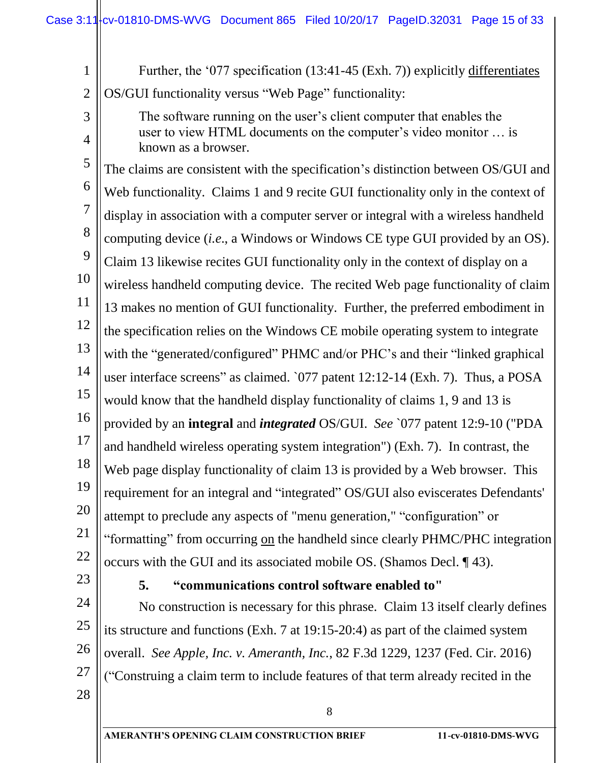Further, the '077 specification (13:41-45 (Exh. 7)) explicitly differentiates OS/GUI functionality versus "Web Page" functionality:

> The software running on the user's client computer that enables the user to view HTML documents on the computer's video monitor … is known as a browser.

The claims are consistent with the specification's distinction between OS/GUI and Web functionality. Claims 1 and 9 recite GUI functionality only in the context of display in association with a computer server or integral with a wireless handheld computing device (*i.e.*, a Windows or Windows CE type GUI provided by an OS). Claim 13 likewise recites GUI functionality only in the context of display on a wireless handheld computing device. The recited Web page functionality of claim 13 makes no mention of GUI functionality. Further, the preferred embodiment in the specification relies on the Windows CE mobile operating system to integrate with the "generated/configured" PHMC and/or PHC's and their "linked graphical user interface screens" as claimed. `077 patent 12:12-14 (Exh. 7). Thus, a POSA would know that the handheld display functionality of claims 1, 9 and 13 is provided by an **integral** and ***integrated*** OS/GUI. *See* `077 patent 12:9-10 ("PDA and handheld wireless operating system integration") (Exh. 7). In contrast, the Web page display functionality of claim 13 is provided by a Web browser. This requirement for an integral and "integrated" OS/GUI also eviscerates Defendants' attempt to preclude any aspects of "menu generation," "configuration" or "formatting" from occurring on the handheld since clearly PHMC/PHC integration occurs with the GUI and its associated mobile OS. (Shamos Decl. ¶ 43).

**5. "communications control software enabled to"**

No construction is necessary for this phrase. Claim 13 itself clearly defines its structure and functions (Exh. 7 at 19:15-20:4) as part of the claimed system overall. *See Apple, Inc. v. Ameranth, Inc.*, 82 F.3d 1229, 1237 (Fed. Cir. 2016) ("Construing a claim term to include features of that term already recited in the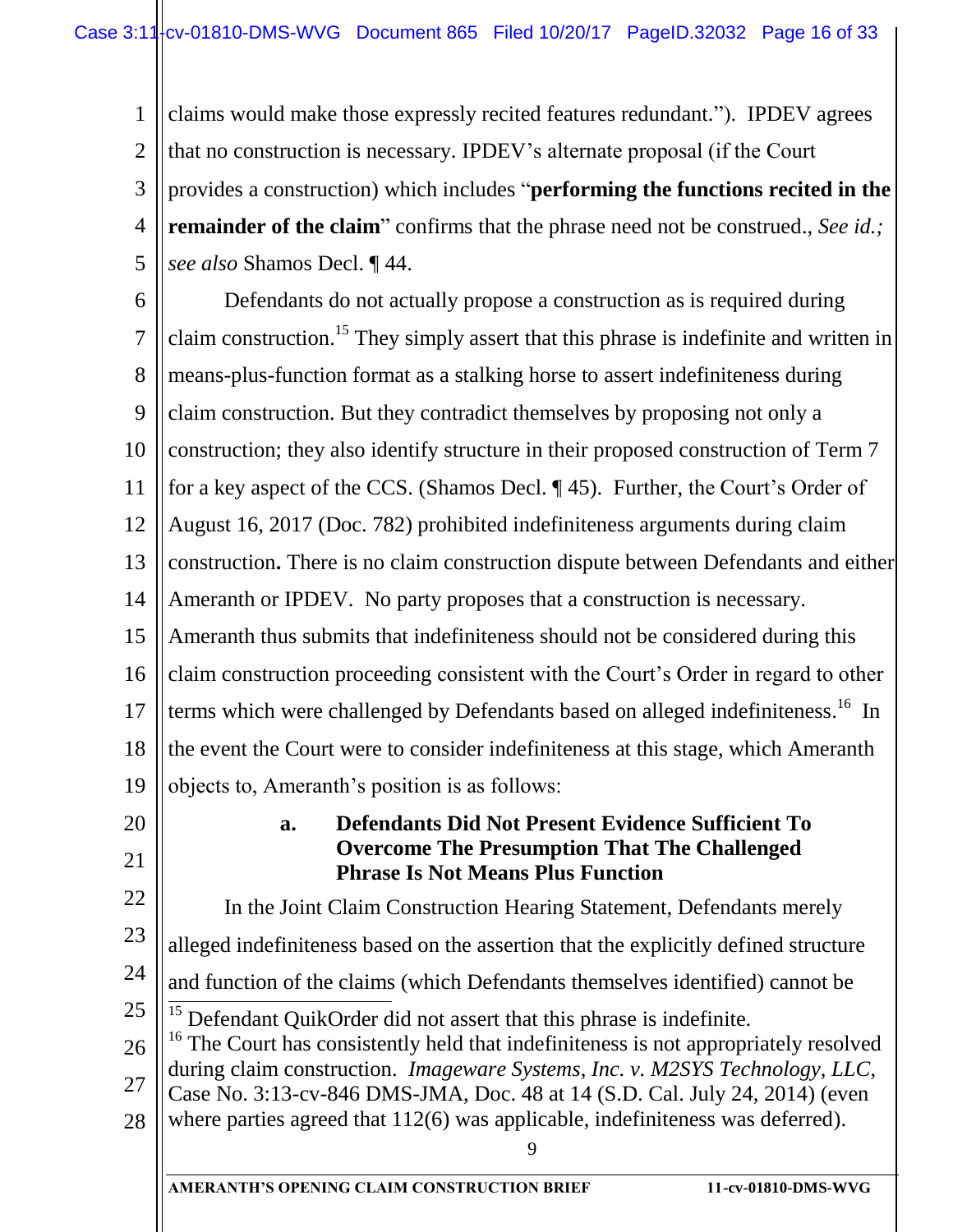claims would make those expressly recited features redundant."). IPDEV agrees that no construction is necessary. IPDEV's alternate proposal (if the Court provides a construction) which includes "**performing the functions recited in the remainder of the claim**" confirms that the phrase need not be construed., *See id.; see also* Shamos Decl. ¶ 44.

Defendants do not actually propose a construction as is required during claim construction.[15] They simply assert that this phrase is indefinite and written in means-plus-function format as a stalking horse to assert indefiniteness during claim construction. But they contradict themselves by proposing not only a construction; they also identify structure in their proposed construction of Term 7 for a key aspect of the CCS. (Shamos Decl. ¶ 45). Further, the Court's Order of August 16, 2017 (Doc. 782) prohibited indefiniteness arguments during claim construction**.** There is no claim construction dispute between Defendants and either Ameranth or IPDEV. No party proposes that a construction is necessary. Ameranth thus submits that indefiniteness should not be considered during this claim construction proceeding consistent with the Court's Order in regard to other terms which were challenged by Defendants based on alleged indefiniteness.[16] In the event the Court were to consider indefiniteness at this stage, which Ameranth objects to, Ameranth's position is as follows:

### a. Defendants Did Not Present Evidence Sufficient To Overcome The Presumption That The Challenged Phrase Is Not Means Plus Function

In the Joint Claim Construction Hearing Statement, Defendants merely alleged indefiniteness based on the assertion that the explicitly defined structure and function of the claims (which Defendants themselves identified) cannot be

---

[15] Defendant QuikOrder did not assert that this phrase is indefinite.

[16] The Court has consistently held that indefiniteness is not appropriately resolved during claim construction. *Imageware Systems, Inc. v. M2SYS Technology, LLC*, Case No. 3:13-cv-846 DMS-JMA, Doc. 48 at 14 (S.D. Cal. July 24, 2014) (even where parties agreed that 112(6) was applicable, indefiniteness was deferred).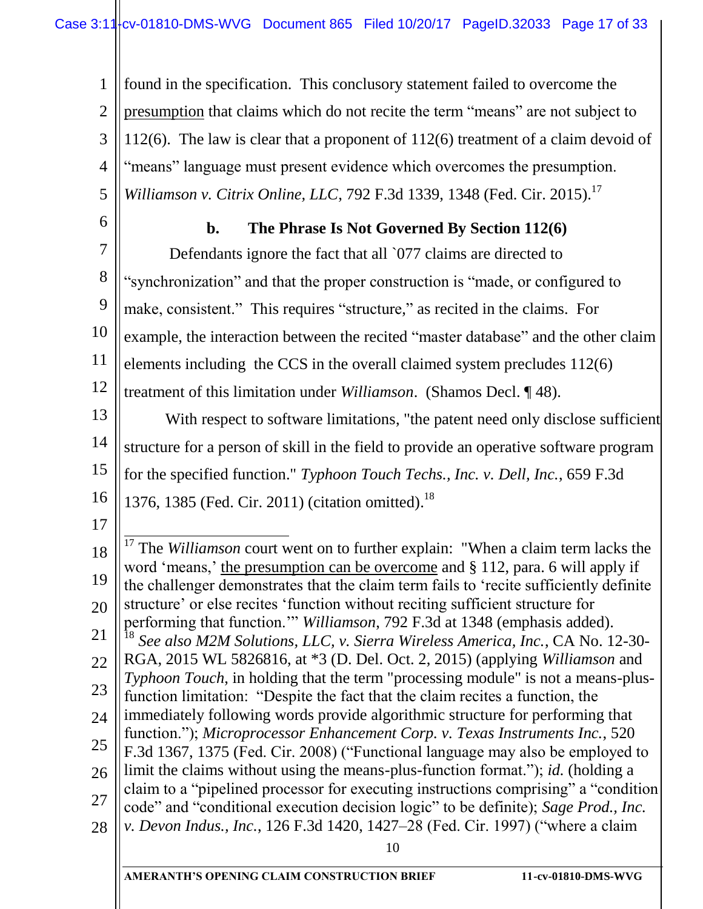found in the specification. This conclusory statement failed to overcome the presumption that claims which do not recite the term "means" are not subject to 112(6). The law is clear that a proponent of 112(6) treatment of a claim devoid of "means" language must present evidence which overcomes the presumption. *Williamson v. Citrix Online, LLC*, 792 F.3d 1339, 1348 (Fed. Cir. 2015).[17]

**b. The Phrase Is Not Governed By Section 112(6)**

Defendants ignore the fact that all `077 claims are directed to "synchronization" and that the proper construction is "made, or configured to make, consistent." This requires "structure," as recited in the claims. For example, the interaction between the recited "master database" and the other claim elements including the CCS in the overall claimed system precludes 112(6) treatment of this limitation under *Williamson*. (Shamos Decl. ¶ 48).

With respect to software limitations, "the patent need only disclose sufficient structure for a person of skill in the field to provide an operative software program for the specified function." *Typhoon Touch Techs., Inc. v. Dell, Inc.*, 659 F.3d 1376, 1385 (Fed. Cir. 2011) (citation omitted).[18]

---

[17] The *Williamson* court went on to further explain: "When a claim term lacks the word 'means,' the presumption can be overcome and § 112, para. 6 will apply if the challenger demonstrates that the claim term fails to 'recite sufficiently definite structure' or else recites 'function without reciting sufficient structure for performing that function.'" *Williamson*, 792 F.3d at 1348 (emphasis added).

[18] *See also M2M Solutions, LLC, v. Sierra Wireless America, Inc.*, CA No. 12-30-RGA, 2015 WL 5826816, at *3 (D. Del. Oct. 2, 2015) (applying *Williamson* and *Typhoon Touch*, in holding that the term "processing module" is not a means-plus-function limitation: "Despite the fact that the claim recites a function, the immediately following words provide algorithmic structure for performing that function."); *Microprocessor Enhancement Corp. v. Texas Instruments Inc.*, 520 F.3d 1367, 1375 (Fed. Cir. 2008) ("Functional language may also be employed to limit the claims without using the means-plus-function format."); *id.* (holding a claim to a "pipelined processor for executing instructions comprising" a "condition code" and "conditional execution decision logic" to be definite); *Sage Prod., Inc. v. Devon Indus., Inc.*, 126 F.3d 1420, 1427–28 (Fed. Cir. 1997) ("where a claim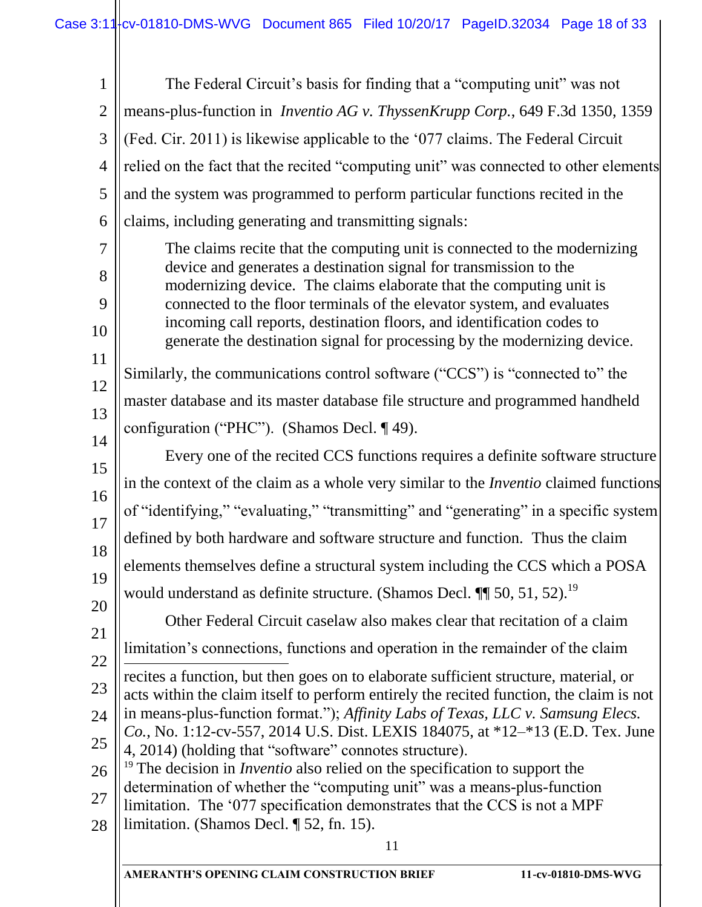The Federal Circuit's basis for finding that a "computing unit" was not means-plus-function in *Inventio AG v. ThyssenKrupp Corp.*, 649 F.3d 1350, 1359 (Fed. Cir. 2011) is likewise applicable to the '077 claims. The Federal Circuit relied on the fact that the recited "computing unit" was connected to other elements and the system was programmed to perform particular functions recited in the claims, including generating and transmitting signals:

> The claims recite that the computing unit is connected to the modernizing device and generates a destination signal for transmission to the modernizing device. The claims elaborate that the computing unit is connected to the floor terminals of the elevator system, and evaluates incoming call reports, destination floors, and identification codes to generate the destination signal for processing by the modernizing device.

Similarly, the communications control software ("CCS") is "connected to" the master database and its master database file structure and programmed handheld configuration ("PHC"). (Shamos Decl. ¶ 49).

Every one of the recited CCS functions requires a definite software structure in the context of the claim as a whole very similar to the *Inventio* claimed functions of "identifying," "evaluating," "transmitting" and "generating" in a specific system defined by both hardware and software structure and function. Thus the claim elements themselves define a structural system including the CCS which a POSA would understand as definite structure. (Shamos Decl. ¶¶ 50, 51, 52).[19]

Other Federal Circuit caselaw also makes clear that recitation of a claim limitation's connections, functions and operation in the remainder of the claim

---

recites a function, but then goes on to elaborate sufficient structure, material, or acts within the claim itself to perform entirely the recited function, the claim is not in means-plus-function format."); *Affinity Labs of Texas, LLC v. Samsung Elecs. Co.*, No. 1:12-cv-557, 2014 U.S. Dist. LEXIS 184075, at *12–*13 (E.D. Tex. June 4, 2014) (holding that "software" connotes structure).

[19] The decision in *Inventio* also relied on the specification to support the determination of whether the "computing unit" was a means-plus-function limitation. The '077 specification demonstrates that the CCS is not a MPF limitation. (Shamos Decl. ¶ 52, fn. 15).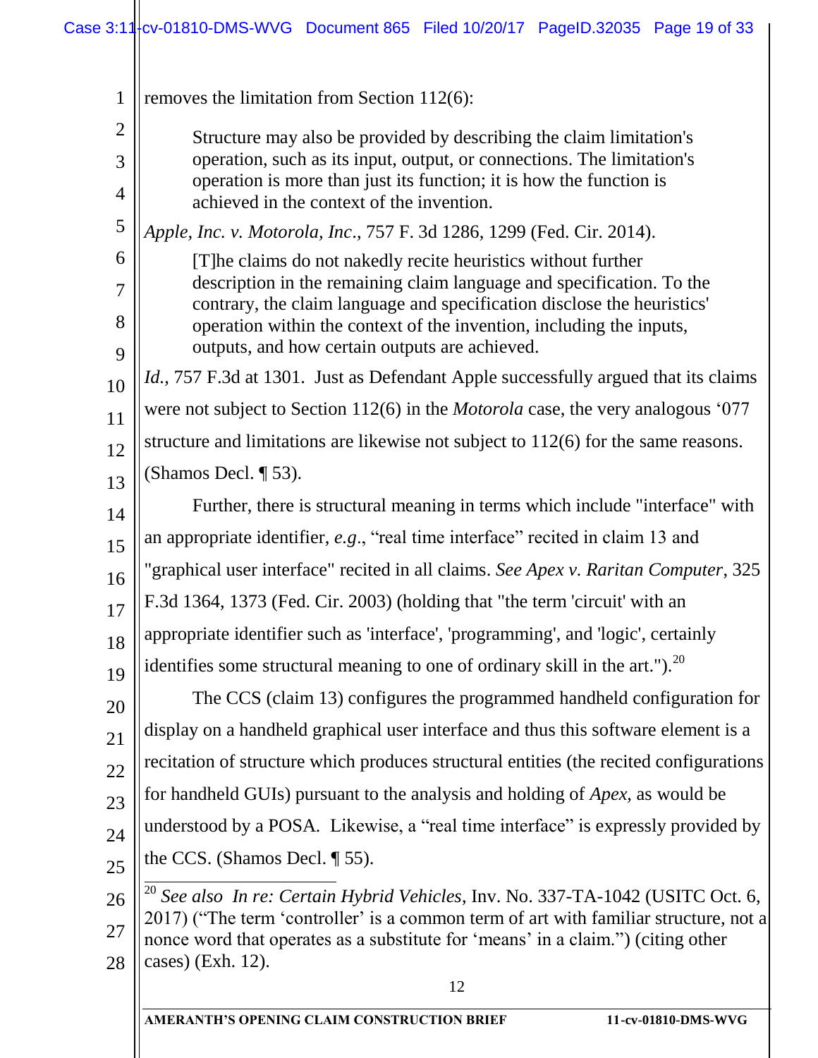removes the limitation from Section 112(6):

> Structure may also be provided by describing the claim limitation's operation, such as its input, output, or connections. The limitation's operation is more than just its function; it is how the function is achieved in the context of the invention.

*Apple, Inc. v. Motorola, Inc*., 757 F. 3d 1286, 1299 (Fed. Cir. 2014).

> [T]he claims do not nakedly recite heuristics without further description in the remaining claim language and specification. To the contrary, the claim language and specification disclose the heuristics' operation within the context of the invention, including the inputs, outputs, and how certain outputs are achieved.

*Id.*, 757 F.3d at 1301. Just as Defendant Apple successfully argued that its claims were not subject to Section 112(6) in the *Motorola* case, the very analogous '077 structure and limitations are likewise not subject to 112(6) for the same reasons. (Shamos Decl. ¶ 53).

Further, there is structural meaning in terms which include "interface" with an appropriate identifier, *e.g*., "real time interface" recited in claim 13 and "graphical user interface" recited in all claims. *See Apex v. Raritan Computer*, 325 F.3d 1364, 1373 (Fed. Cir. 2003) (holding that "the term 'circuit' with an appropriate identifier such as 'interface', 'programming', and 'logic', certainly identifies some structural meaning to one of ordinary skill in the art.").[20]

The CCS (claim 13) configures the programmed handheld configuration for display on a handheld graphical user interface and thus this software element is a recitation of structure which produces structural entities (the recited configurations for handheld GUIs) pursuant to the analysis and holding of *Apex,* as would be understood by a POSA. Likewise, a "real time interface" is expressly provided by the CCS. (Shamos Decl. ¶ 55).

---

[20] *See also In re: Certain Hybrid Vehicles*, Inv. No. 337-TA-1042 (USITC Oct. 6, 2017) ("The term 'controller' is a common term of art with familiar structure, not a nonce word that operates as a substitute for 'means' in a claim.") (citing other cases) (Exh. 12).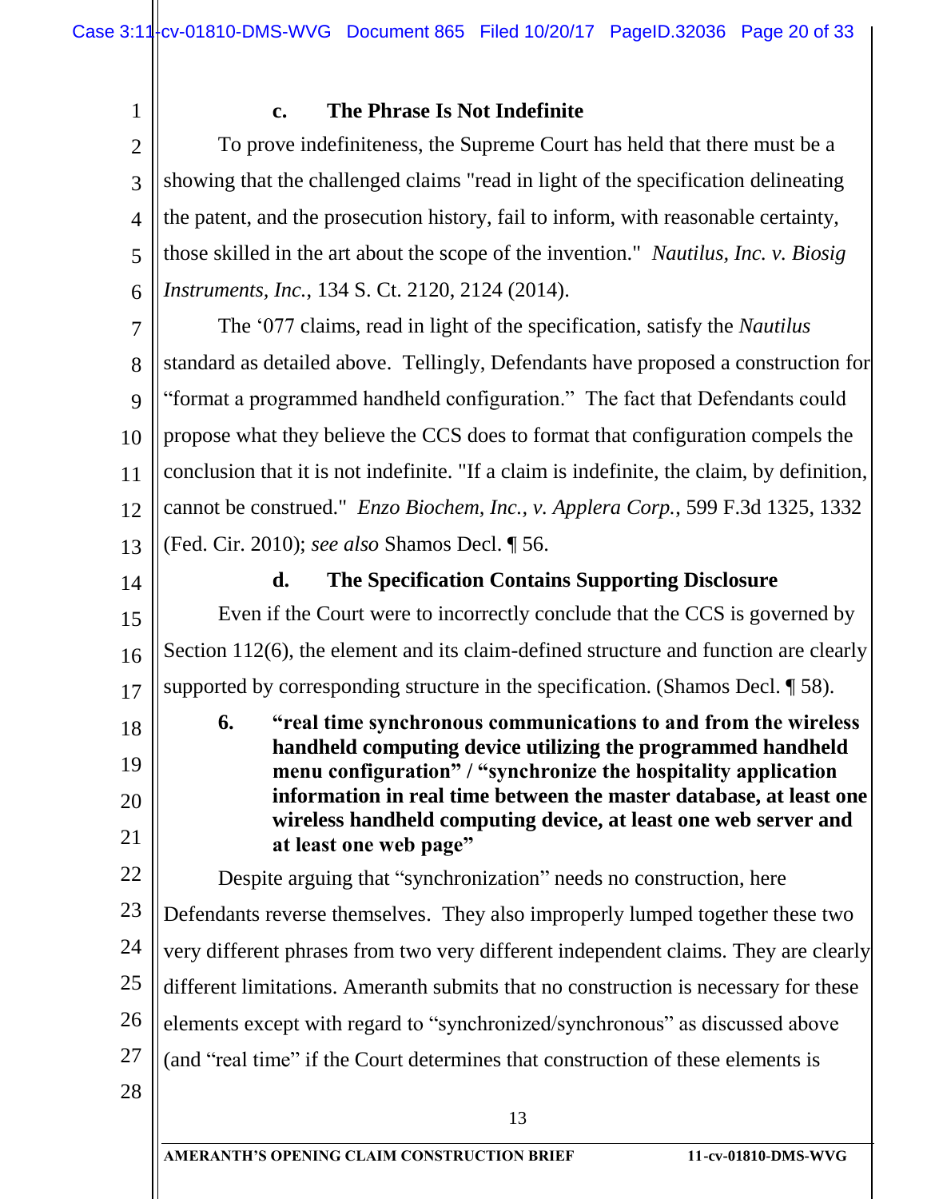### c. The Phrase Is Not Indefinite

To prove indefiniteness, the Supreme Court has held that there must be a showing that the challenged claims "read in light of the specification delineating the patent, and the prosecution history, fail to inform, with reasonable certainty, those skilled in the art about the scope of the invention." *Nautilus, Inc. v. Biosig Instruments, Inc.*, 134 S. Ct. 2120, 2124 (2014).

The '077 claims, read in light of the specification, satisfy the *Nautilus* standard as detailed above. Tellingly, Defendants have proposed a construction for "format a programmed handheld configuration." The fact that Defendants could propose what they believe the CCS does to format that configuration compels the conclusion that it is not indefinite. "If a claim is indefinite, the claim, by definition, cannot be construed." *Enzo Biochem, Inc., v. Applera Corp.*, 599 F.3d 1325, 1332 (Fed. Cir. 2010); *see also* Shamos Decl. ¶ 56.

### d. The Specification Contains Supporting Disclosure

Even if the Court were to incorrectly conclude that the CCS is governed by Section 112(6), the element and its claim-defined structure and function are clearly supported by corresponding structure in the specification. (Shamos Decl. ¶ 58).

### 6. "real time synchronous communications to and from the wireless handheld computing device utilizing the programmed handheld menu configuration" / "synchronize the hospitality application information in real time between the master database, at least one wireless handheld computing device, at least one web server and at least one web page"

Despite arguing that "synchronization" needs no construction, here Defendants reverse themselves. They also improperly lumped together these two very different phrases from two very different independent claims. They are clearly different limitations. Ameranth submits that no construction is necessary for these elements except with regard to "synchronized/synchronous" as discussed above (and "real time" if the Court determines that construction of these elements is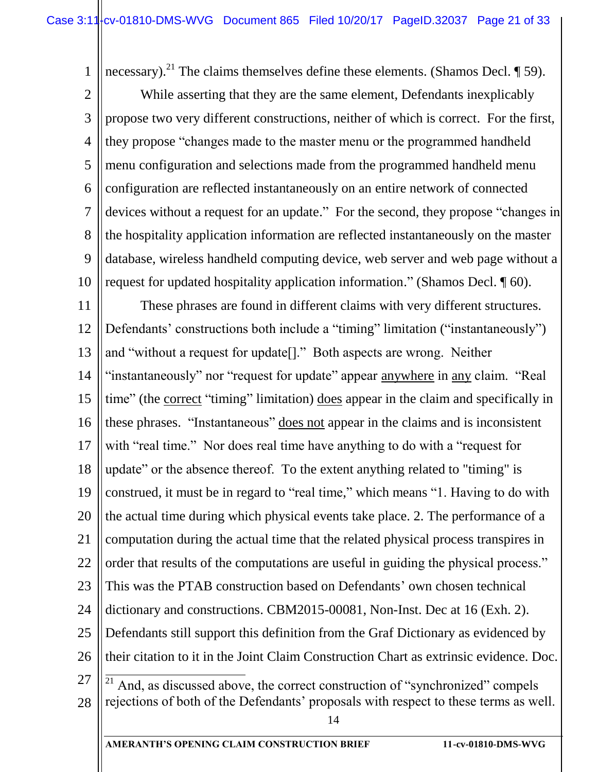necessary).[21] The claims themselves define these elements. (Shamos Decl. ¶ 59).

While asserting that they are the same element, Defendants inexplicably propose two very different constructions, neither of which is correct. For the first, they propose "changes made to the master menu or the programmed handheld menu configuration and selections made from the programmed handheld menu configuration are reflected instantaneously on an entire network of connected devices without a request for an update." For the second, they propose "changes in the hospitality application information are reflected instantaneously on the master database, wireless handheld computing device, web server and web page without a request for updated hospitality application information." (Shamos Decl. ¶ 60).

These phrases are found in different claims with very different structures. Defendants' constructions both include a "timing" limitation ("instantaneously") and "without a request for update[]." Both aspects are wrong. Neither "instantaneously" nor "request for update" appear <u>anywhere</u> in <u>any</u> claim. "Real time" (the <u>correct</u> "timing" limitation) <u>does</u> appear in the claim and specifically in these phrases. "Instantaneous" <u>does not</u> appear in the claims and is inconsistent with "real time." Nor does real time have anything to do with a "request for update" or the absence thereof. To the extent anything related to "timing" is construed, it must be in regard to "real time," which means "1. Having to do with the actual time during which physical events take place. 2. The performance of a computation during the actual time that the related physical process transpires in order that results of the computations are useful in guiding the physical process." This was the PTAB construction based on Defendants' own chosen technical dictionary and constructions. CBM2015-00081, Non-Inst. Dec at 16 (Exh. 2). Defendants still support this definition from the Graf Dictionary as evidenced by their citation to it in the Joint Claim Construction Chart as extrinsic evidence. Doc.

---

[21] And, as discussed above, the correct construction of "synchronized" compels rejections of both of the Defendants' proposals with respect to these terms as well.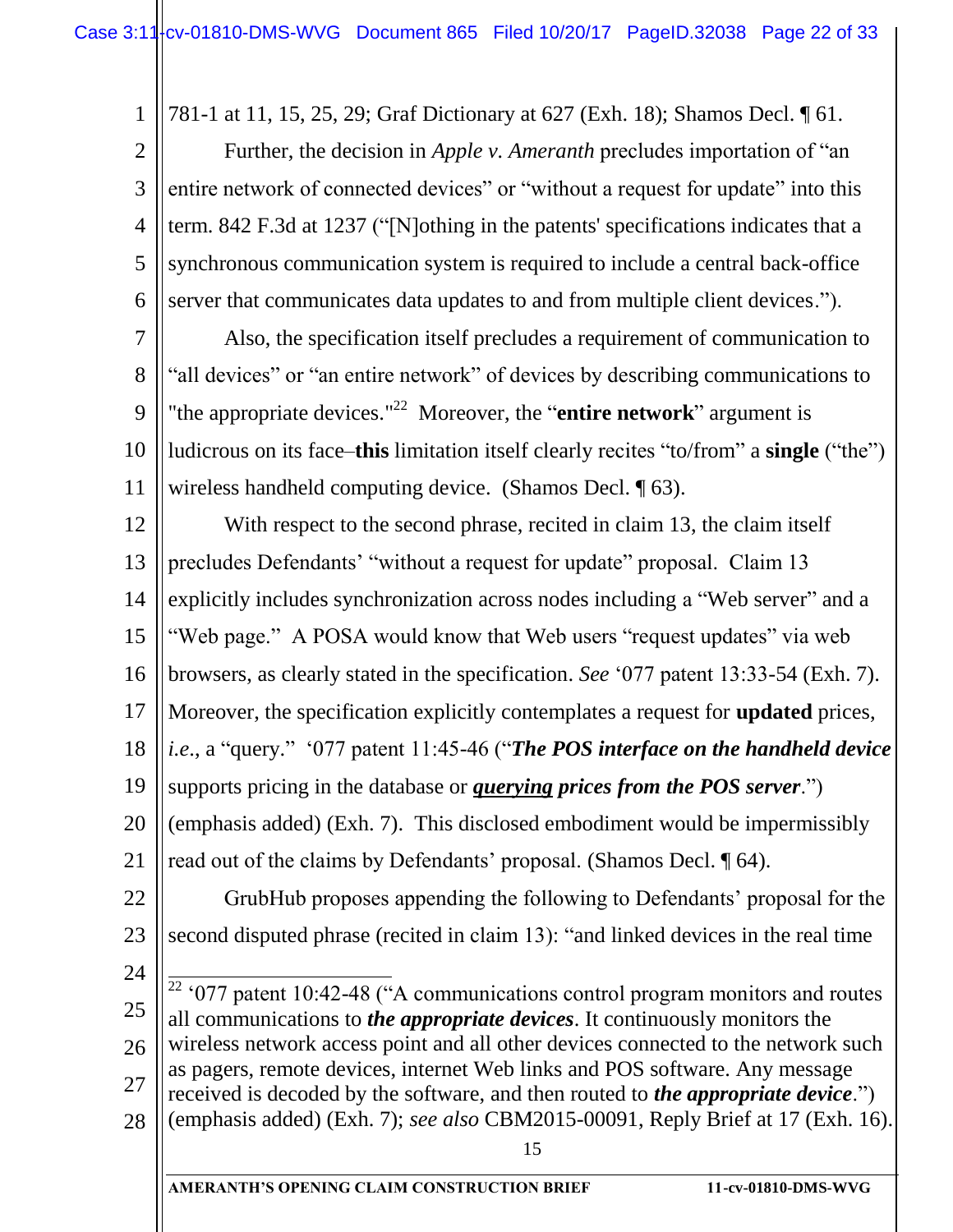781-1 at 11, 15, 25, 29; Graf Dictionary at 627 (Exh. 18); Shamos Decl. ¶ 61.

Further, the decision in *Apple v. Ameranth* precludes importation of "an entire network of connected devices" or "without a request for update" into this term. 842 F.3d at 1237 ("[N]othing in the patents' specifications indicates that a synchronous communication system is required to include a central back-office server that communicates data updates to and from multiple client devices.").

Also, the specification itself precludes a requirement of communication to "all devices" or "an entire network" of devices by describing communications to "the appropriate devices."[22] Moreover, the "**entire network**" argument is ludicrous on its face–**this** limitation itself clearly recites "to/from" a **single** ("the") wireless handheld computing device. (Shamos Decl. ¶ 63).

With respect to the second phrase, recited in claim 13, the claim itself precludes Defendants' "without a request for update" proposal. Claim 13 explicitly includes synchronization across nodes including a "Web server" and a "Web page." A POSA would know that Web users "request updates" via web browsers, as clearly stated in the specification. *See* '077 patent 13:33-54 (Exh. 7). Moreover, the specification explicitly contemplates a request for **updated** prices, *i.e.*, a "query." '077 patent 11:45-46 ("***The POS interface on the handheld device*** supports pricing in the database or ***querying prices from the POS server***.") (emphasis added) (Exh. 7). This disclosed embodiment would be impermissibly read out of the claims by Defendants' proposal. (Shamos Decl. ¶ 64).

GrubHub proposes appending the following to Defendants' proposal for the second disputed phrase (recited in claim 13): "and linked devices in the real time

---

[22] '077 patent 10:42-48 ("A communications control program monitors and routes all communications to ***the appropriate devices***. It continuously monitors the wireless network access point and all other devices connected to the network such as pagers, remote devices, internet Web links and POS software. Any message received is decoded by the software, and then routed to ***the appropriate device***.") (emphasis added) (Exh. 7); *see also* CBM2015-00091, Reply Brief at 17 (Exh. 16).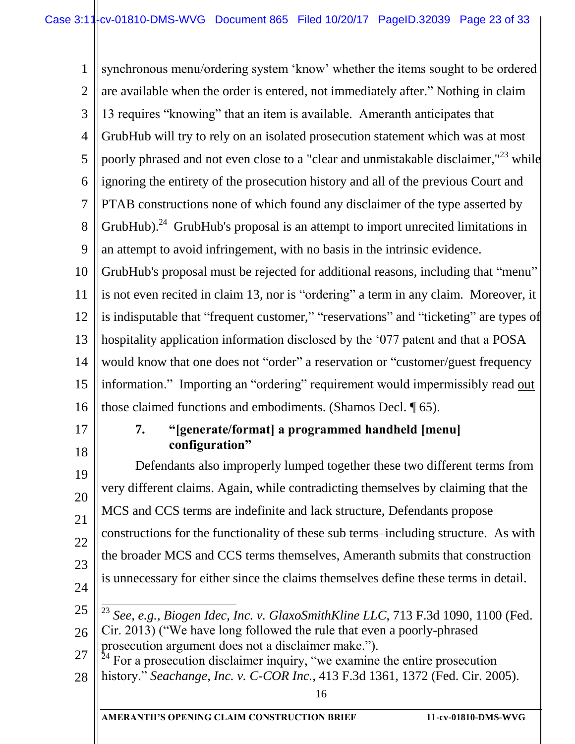synchronous menu/ordering system 'know' whether the items sought to be ordered are available when the order is entered, not immediately after." Nothing in claim 13 requires "knowing" that an item is available. Ameranth anticipates that GrubHub will try to rely on an isolated prosecution statement which was at most poorly phrased and not even close to a "clear and unmistakable disclaimer,"[23] while ignoring the entirety of the prosecution history and all of the previous Court and PTAB constructions none of which found any disclaimer of the type asserted by GrubHub).[24] GrubHub's proposal is an attempt to import unrecited limitations in an attempt to avoid infringement, with no basis in the intrinsic evidence. GrubHub's proposal must be rejected for additional reasons, including that "menu" is not even recited in claim 13, nor is "ordering" a term in any claim. Moreover, it is indisputable that "frequent customer," "reservations" and "ticketing" are types of hospitality application information disclosed by the '077 patent and that a POSA would know that one does not "order" a reservation or "customer/guest frequency information." Importing an "ordering" requirement would impermissibly read out those claimed functions and embodiments. (Shamos Decl. ¶ 65).

### 7. "[generate/format] a programmed handheld [menu] configuration"

Defendants also improperly lumped together these two different terms from very different claims. Again, while contradicting themselves by claiming that the MCS and CCS terms are indefinite and lack structure, Defendants propose constructions for the functionality of these sub terms–including structure. As with the broader MCS and CCS terms themselves, Ameranth submits that construction is unnecessary for either since the claims themselves define these terms in detail.

---

[23] *See, e.g.*, *Biogen Idec, Inc. v. GlaxoSmithKline LLC*, 713 F.3d 1090, 1100 (Fed. Cir. 2013) ("We have long followed the rule that even a poorly-phrased prosecution argument does not a disclaimer make.").

[24] For a prosecution disclaimer inquiry, "we examine the entire prosecution history." *Seachange, Inc. v. C-COR Inc.*, 413 F.3d 1361, 1372 (Fed. Cir. 2005).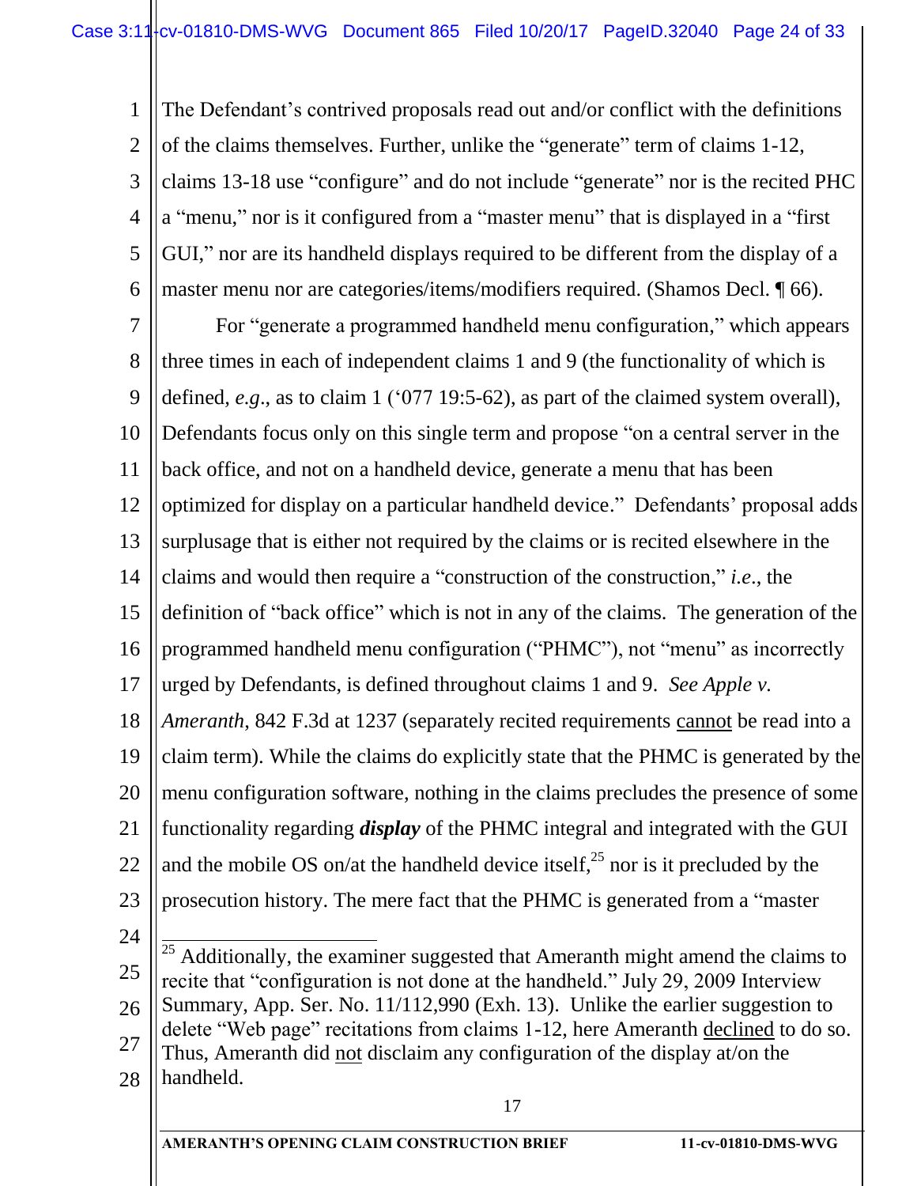The Defendant's contrived proposals read out and/or conflict with the definitions of the claims themselves. Further, unlike the "generate" term of claims 1-12, claims 13-18 use "configure" and do not include "generate" nor is the recited PHC a "menu," nor is it configured from a "master menu" that is displayed in a "first GUI," nor are its handheld displays required to be different from the display of a master menu nor are categories/items/modifiers required. (Shamos Decl. ¶ 66).

For "generate a programmed handheld menu configuration," which appears three times in each of independent claims 1 and 9 (the functionality of which is defined, *e.g*., as to claim 1 ('077 19:5-62), as part of the claimed system overall), Defendants focus only on this single term and propose "on a central server in the back office, and not on a handheld device, generate a menu that has been optimized for display on a particular handheld device." Defendants' proposal adds surplusage that is either not required by the claims or is recited elsewhere in the claims and would then require a "construction of the construction," *i.e*., the definition of "back office" which is not in any of the claims. The generation of the programmed handheld menu configuration ("PHMC"), not "menu" as incorrectly urged by Defendants, is defined throughout claims 1 and 9. *See Apple v. Ameranth*, 842 F.3d at 1237 (separately recited requirements <u>cannot</u> be read into a claim term). While the claims do explicitly state that the PHMC is generated by the menu configuration software, nothing in the claims precludes the presence of some functionality regarding ***display*** of the PHMC integral and integrated with the GUI and the mobile OS on/at the handheld device itself,[25] nor is it precluded by the prosecution history. The mere fact that the PHMC is generated from a "master

---

[25] Additionally, the examiner suggested that Ameranth might amend the claims to recite that "configuration is not done at the handheld." July 29, 2009 Interview Summary, App. Ser. No. 11/112,990 (Exh. 13). Unlike the earlier suggestion to delete "Web page" recitations from claims 1-12, here Ameranth <u>declined</u> to do so. Thus, Ameranth did <u>not</u> disclaim any configuration of the display at/on the handheld.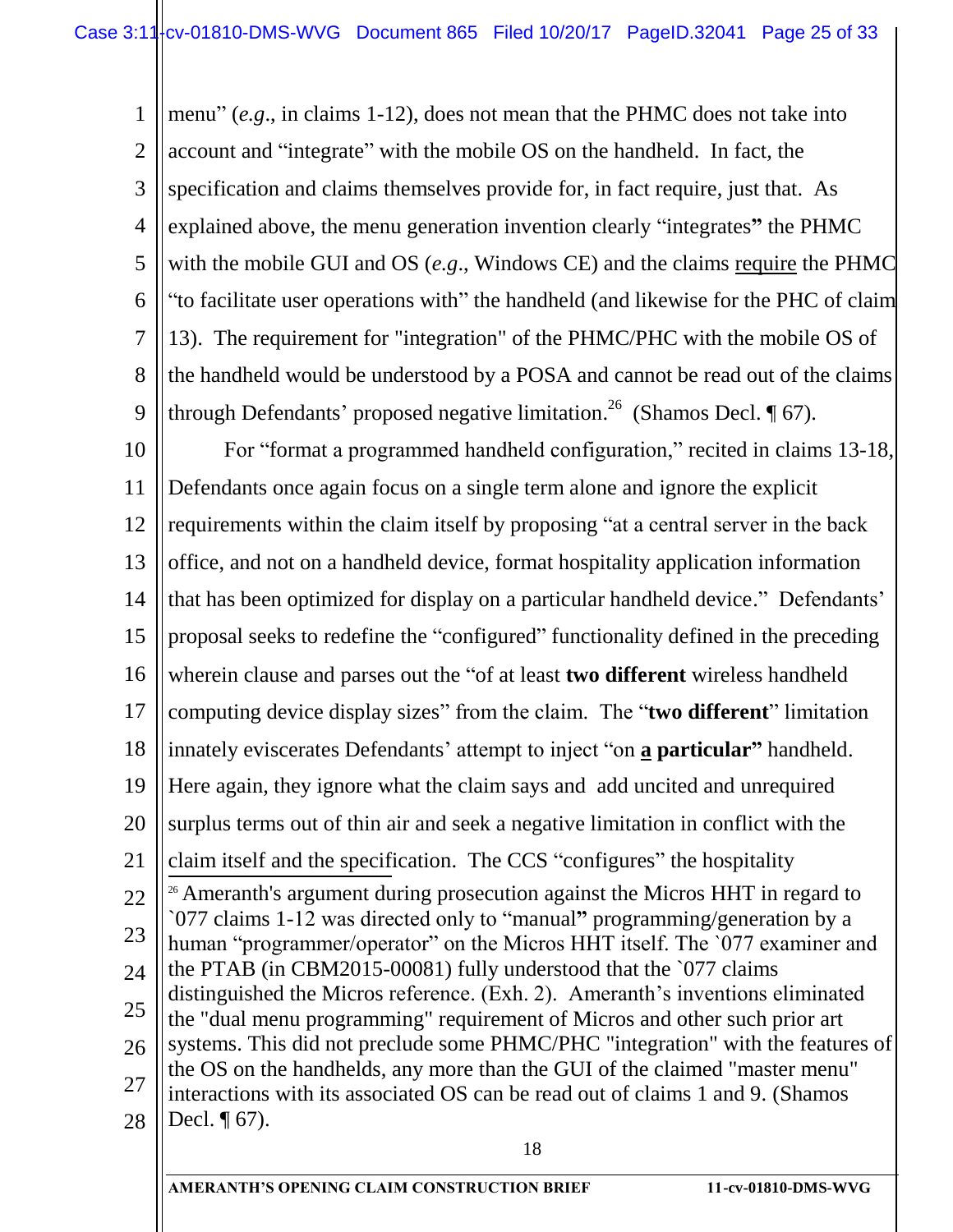menu" (*e.g.*, in claims 1-12), does not mean that the PHMC does not take into account and "integrate" with the mobile OS on the handheld. In fact, the specification and claims themselves provide for, in fact require, just that. As explained above, the menu generation invention clearly "integrates**"** the PHMC with the mobile GUI and OS (*e.g.*, Windows CE) and the claims require the PHMC "to facilitate user operations with" the handheld (and likewise for the PHC of claim 13). The requirement for "integration" of the PHMC/PHC with the mobile OS of the handheld would be understood by a POSA and cannot be read out of the claims through Defendants' proposed negative limitation.[26] (Shamos Decl. ¶ 67).

For "format a programmed handheld configuration," recited in claims 13-18, Defendants once again focus on a single term alone and ignore the explicit requirements within the claim itself by proposing "at a central server in the back office, and not on a handheld device, format hospitality application information that has been optimized for display on a particular handheld device." Defendants' proposal seeks to redefine the "configured" functionality defined in the preceding wherein clause and parses out the "of at least **two different** wireless handheld computing device display sizes" from the claim. The "**two different**" limitation innately eviscerates Defendants' attempt to inject "on **a particular"** handheld. Here again, they ignore what the claim says and add uncited and unrequired surplus terms out of thin air and seek a negative limitation in conflict with the claim itself and the specification. The CCS "configures" the hospitality

[26] Ameranth's argument during prosecution against the Micros HHT in regard to `077 claims 1-12 was directed only to "manual**"** programming/generation by a human "programmer/operator" on the Micros HHT itself. The `077 examiner and the PTAB (in CBM2015-00081) fully understood that the `077 claims distinguished the Micros reference. (Exh. 2). Ameranth's inventions eliminated the "dual menu programming" requirement of Micros and other such prior art systems. This did not preclude some PHMC/PHC "integration" with the features of the OS on the handhelds, any more than the GUI of the claimed "master menu" interactions with its associated OS can be read out of claims 1 and 9. (Shamos Decl. ¶ 67).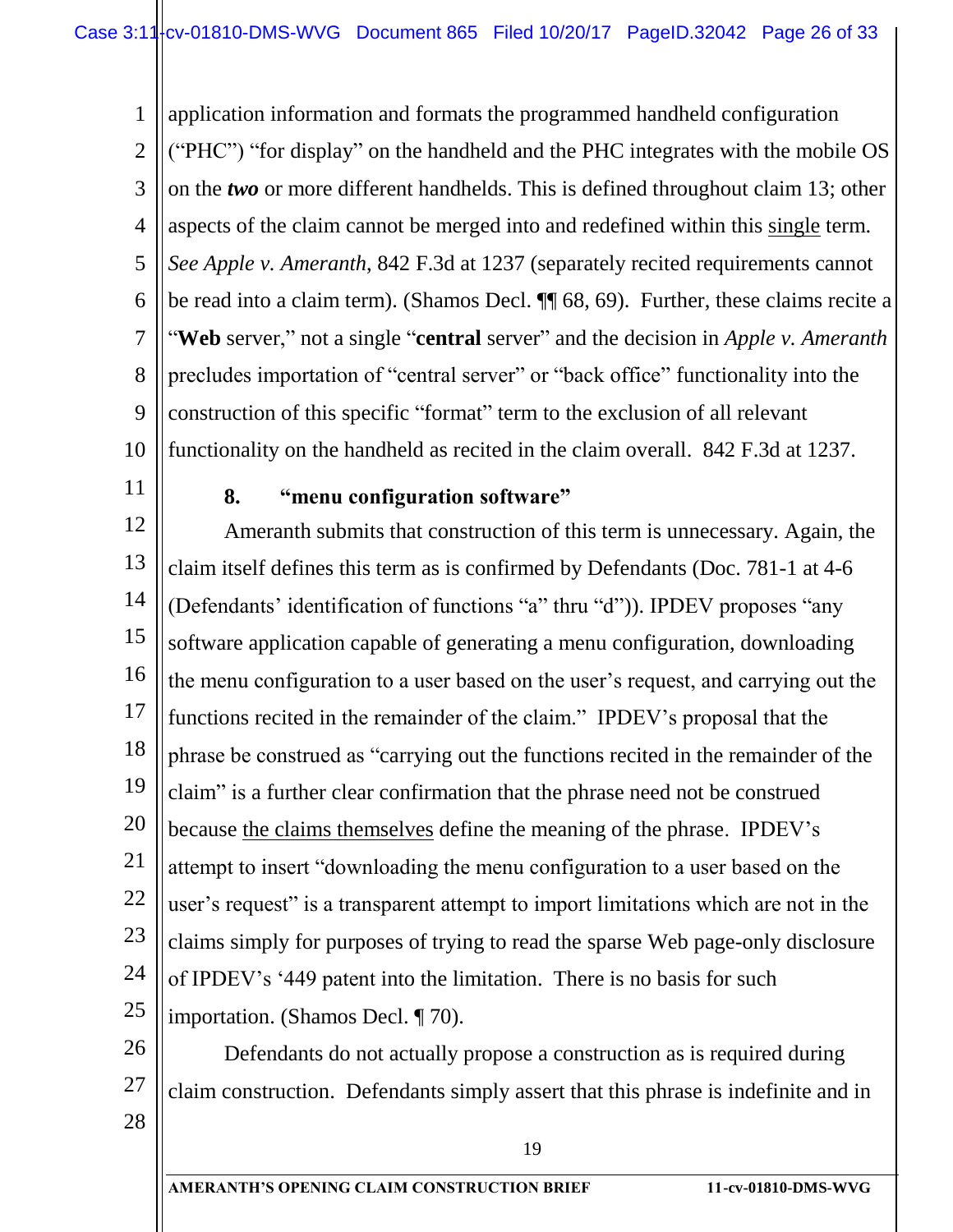application information and formats the programmed handheld configuration ("PHC") "for display" on the handheld and the PHC integrates with the mobile OS on the ***two*** or more different handhelds. This is defined throughout claim 13; other aspects of the claim cannot be merged into and redefined within this <u>single</u> term. *See Apple v. Ameranth*, 842 F.3d at 1237 (separately recited requirements cannot be read into a claim term). (Shamos Decl. ¶¶ 68, 69). Further, these claims recite a "**Web** server," not a single "**central** server" and the decision in *Apple v. Ameranth* precludes importation of "central server" or "back office" functionality into the construction of this specific "format" term to the exclusion of all relevant functionality on the handheld as recited in the claim overall. 842 F.3d at 1237.

### 8. "menu configuration software"

Ameranth submits that construction of this term is unnecessary. Again, the claim itself defines this term as is confirmed by Defendants (Doc. 781-1 at 4-6 (Defendants' identification of functions "a" thru "d")). IPDEV proposes "any software application capable of generating a menu configuration, downloading the menu configuration to a user based on the user's request, and carrying out the functions recited in the remainder of the claim." IPDEV's proposal that the phrase be construed as "carrying out the functions recited in the remainder of the claim" is a further clear confirmation that the phrase need not be construed because <u>the claims themselves</u> define the meaning of the phrase. IPDEV's attempt to insert "downloading the menu configuration to a user based on the user's request" is a transparent attempt to import limitations which are not in the claims simply for purposes of trying to read the sparse Web page-only disclosure of IPDEV's '449 patent into the limitation. There is no basis for such importation. (Shamos Decl. ¶ 70).

Defendants do not actually propose a construction as is required during claim construction. Defendants simply assert that this phrase is indefinite and in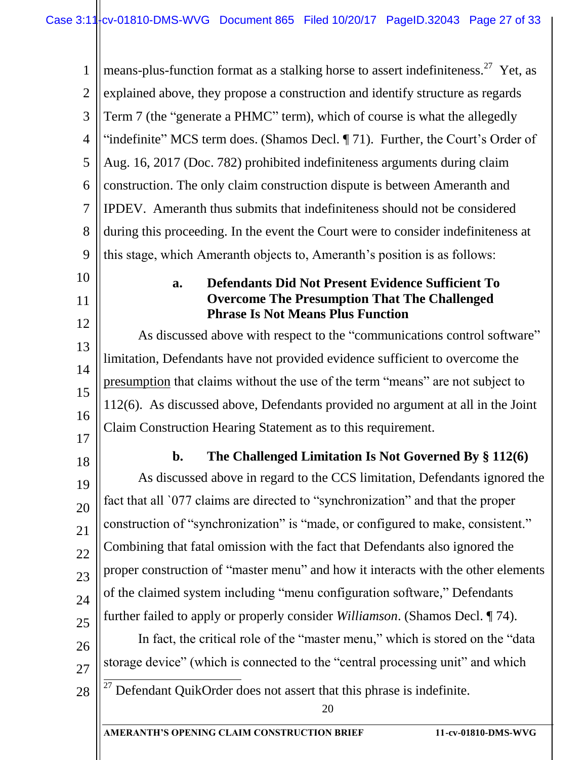means-plus-function format as a stalking horse to assert indefiniteness.[27] Yet, as explained above, they propose a construction and identify structure as regards Term 7 (the "generate a PHMC" term), which of course is what the allegedly "indefinite" MCS term does. (Shamos Decl. ¶ 71). Further, the Court's Order of Aug. 16, 2017 (Doc. 782) prohibited indefiniteness arguments during claim construction. The only claim construction dispute is between Ameranth and IPDEV. Ameranth thus submits that indefiniteness should not be considered during this proceeding. In the event the Court were to consider indefiniteness at this stage, which Ameranth objects to, Ameranth's position is as follows:

**a. Defendants Did Not Present Evidence Sufficient To Overcome The Presumption That The Challenged Phrase Is Not Means Plus Function**

As discussed above with respect to the "communications control software" limitation, Defendants have not provided evidence sufficient to overcome the presumption that claims without the use of the term "means" are not subject to 112(6). As discussed above, Defendants provided no argument at all in the Joint Claim Construction Hearing Statement as to this requirement.

**b. The Challenged Limitation Is Not Governed By § 112(6)**

As discussed above in regard to the CCS limitation, Defendants ignored the fact that all `077 claims are directed to "synchronization" and that the proper construction of "synchronization" is "made, or configured to make, consistent." Combining that fatal omission with the fact that Defendants also ignored the proper construction of "master menu" and how it interacts with the other elements of the claimed system including "menu configuration software," Defendants further failed to apply or properly consider *Williamson*. (Shamos Decl. ¶ 74).

In fact, the critical role of the "master menu," which is stored on the "data storage device" (which is connected to the "central processing unit" and which

---

[27] Defendant QuikOrder does not assert that this phrase is indefinite.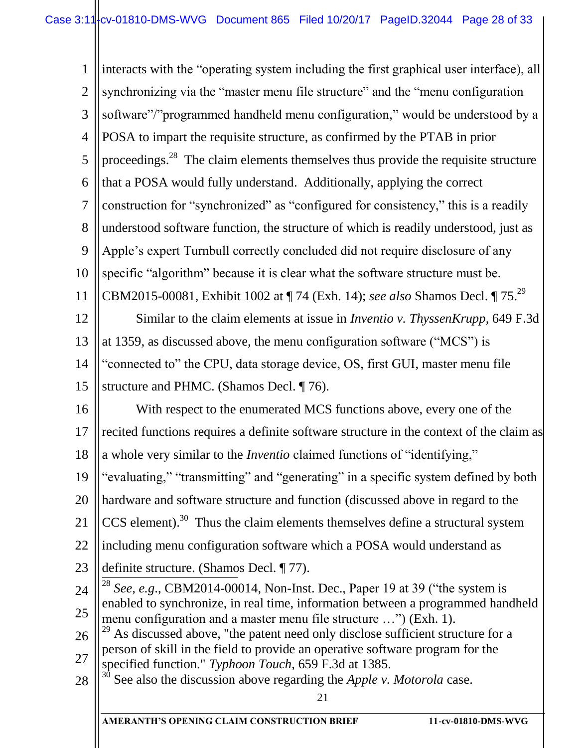interacts with the "operating system including the first graphical user interface), all synchronizing via the "master menu file structure" and the "menu configuration software"/"programmed handheld menu configuration," would be understood by a POSA to impart the requisite structure, as confirmed by the PTAB in prior proceedings.[28] The claim elements themselves thus provide the requisite structure that a POSA would fully understand. Additionally, applying the correct construction for "synchronized" as "configured for consistency," this is a readily understood software function, the structure of which is readily understood, just as Apple's expert Turnbull correctly concluded did not require disclosure of any specific "algorithm" because it is clear what the software structure must be. CBM2015-00081, Exhibit 1002 at ¶ 74 (Exh. 14); *see also* Shamos Decl. ¶ 75.[29]

Similar to the claim elements at issue in *Inventio v. ThyssenKrupp*, 649 F.3d at 1359, as discussed above, the menu configuration software ("MCS") is "connected to" the CPU, data storage device, OS, first GUI, master menu file structure and PHMC. (Shamos Decl. ¶ 76).

With respect to the enumerated MCS functions above, every one of the recited functions requires a definite software structure in the context of the claim as a whole very similar to the *Inventio* claimed functions of "identifying," "evaluating," "transmitting" and "generating" in a specific system defined by both hardware and software structure and function (discussed above in regard to the CCS element).[30] Thus the claim elements themselves define a structural system including menu configuration software which a POSA would understand as definite structure. (Shamos Decl. ¶ 77).

---

[28] *See, e.g.*, CBM2014-00014, Non-Inst. Dec., Paper 19 at 39 ("the system is enabled to synchronize, in real time, information between a programmed handheld menu configuration and a master menu file structure …") (Exh. 1).

[29] As discussed above, "the patent need only disclose sufficient structure for a person of skill in the field to provide an operative software program for the specified function." *Typhoon Touch*, 659 F.3d at 1385.

[30] See also the discussion above regarding the *Apple v. Motorola* case.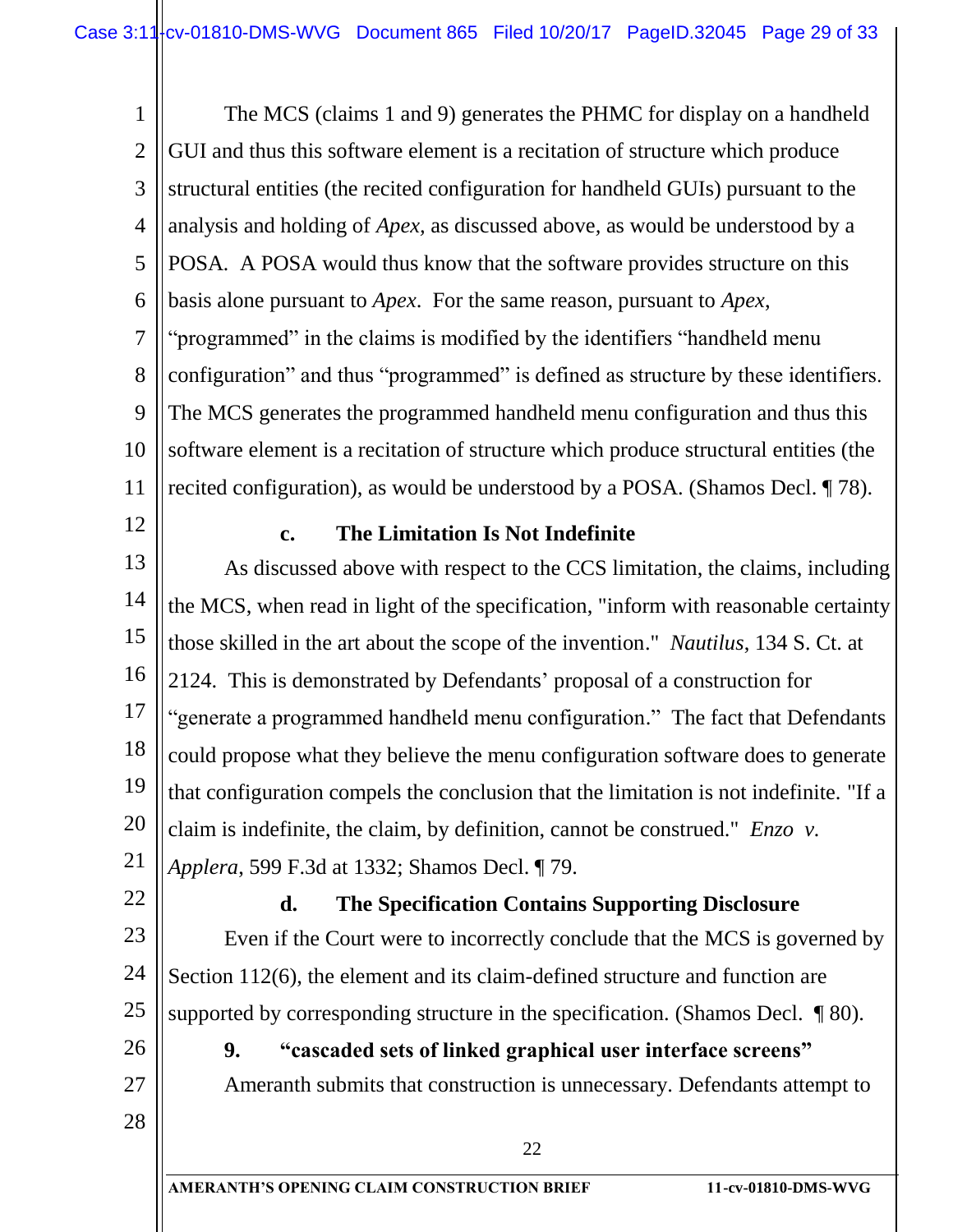The MCS (claims 1 and 9) generates the PHMC for display on a handheld GUI and thus this software element is a recitation of structure which produce structural entities (the recited configuration for handheld GUIs) pursuant to the analysis and holding of *Apex,* as discussed above, as would be understood by a POSA. A POSA would thus know that the software provides structure on this basis alone pursuant to *Apex*. For the same reason, pursuant to *Apex*, "programmed" in the claims is modified by the identifiers "handheld menu configuration" and thus "programmed" is defined as structure by these identifiers. The MCS generates the programmed handheld menu configuration and thus this software element is a recitation of structure which produce structural entities (the recited configuration), as would be understood by a POSA. (Shamos Decl. ¶ 78).

**c. The Limitation Is Not Indefinite**

As discussed above with respect to the CCS limitation, the claims, including the MCS, when read in light of the specification, "inform with reasonable certainty those skilled in the art about the scope of the invention." *Nautilus*, 134 S. Ct. at 2124. This is demonstrated by Defendants' proposal of a construction for "generate a programmed handheld menu configuration." The fact that Defendants could propose what they believe the menu configuration software does to generate that configuration compels the conclusion that the limitation is not indefinite. "If a claim is indefinite, the claim, by definition, cannot be construed." *Enzo v. Applera*, 599 F.3d at 1332; Shamos Decl. ¶ 79.

**d. The Specification Contains Supporting Disclosure**

Even if the Court were to incorrectly conclude that the MCS is governed by Section 112(6), the element and its claim-defined structure and function are supported by corresponding structure in the specification. (Shamos Decl. ¶ 80).

**9. "cascaded sets of linked graphical user interface screens"**

Ameranth submits that construction is unnecessary. Defendants attempt to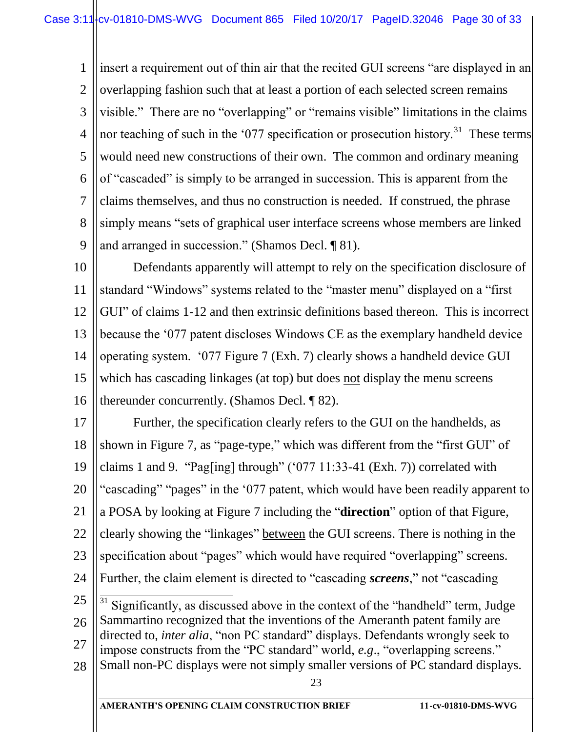insert a requirement out of thin air that the recited GUI screens "are displayed in an overlapping fashion such that at least a portion of each selected screen remains visible." There are no "overlapping" or "remains visible" limitations in the claims nor teaching of such in the '077 specification or prosecution history.[31] These terms would need new constructions of their own. The common and ordinary meaning of "cascaded" is simply to be arranged in succession. This is apparent from the claims themselves, and thus no construction is needed. If construed, the phrase simply means "sets of graphical user interface screens whose members are linked and arranged in succession." (Shamos Decl. ¶ 81).

Defendants apparently will attempt to rely on the specification disclosure of standard "Windows" systems related to the "master menu" displayed on a "first GUI" of claims 1-12 and then extrinsic definitions based thereon. This is incorrect because the '077 patent discloses Windows CE as the exemplary handheld device operating system. '077 Figure 7 (Exh. 7) clearly shows a handheld device GUI which has cascading linkages (at top) but does not display the menu screens thereunder concurrently. (Shamos Decl. ¶ 82).

Further, the specification clearly refers to the GUI on the handhelds, as shown in Figure 7, as "page-type," which was different from the "first GUI" of claims 1 and 9. "Pag[ing] through" ('077 11:33-41 (Exh. 7)) correlated with "cascading" "pages" in the '077 patent, which would have been readily apparent to a POSA by looking at Figure 7 including the "**direction**" option of that Figure, clearly showing the "linkages" between the GUI screens. There is nothing in the specification about "pages" which would have required "overlapping" screens. Further, the claim element is directed to "cascading ***screens***," not "cascading

[31] Significantly, as discussed above in the context of the "handheld" term, Judge Sammartino recognized that the inventions of the Ameranth patent family are directed to, *inter alia*, "non PC standard" displays. Defendants wrongly seek to impose constructs from the "PC standard" world, *e.g*., "overlapping screens." Small non-PC displays were not simply smaller versions of PC standard displays.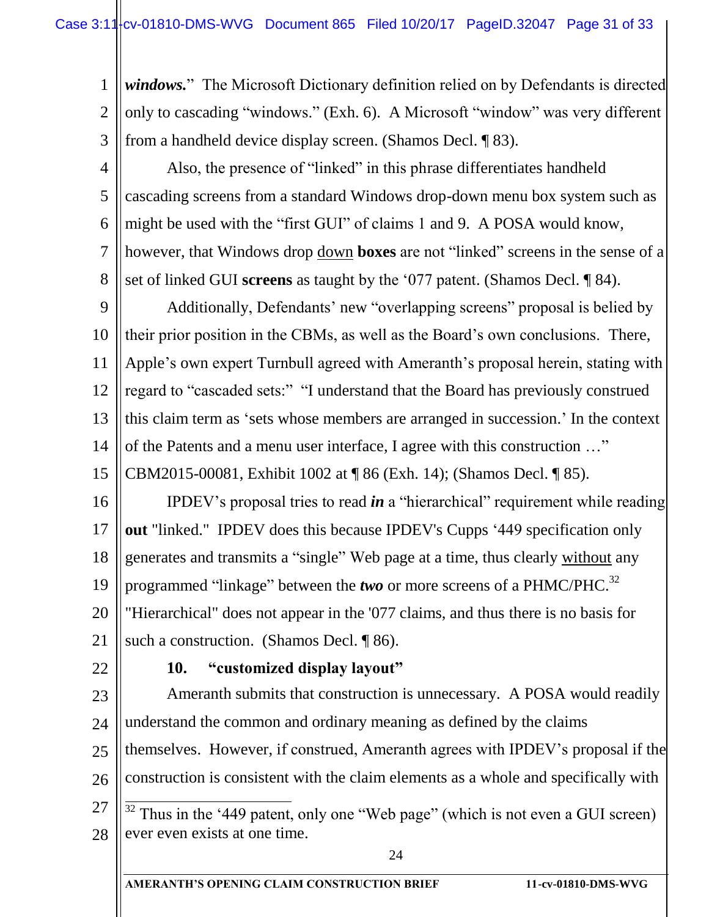***windows.***" The Microsoft Dictionary definition relied on by Defendants is directed only to cascading "windows." (Exh. 6). A Microsoft "window" was very different from a handheld device display screen. (Shamos Decl. ¶ 83).

Also, the presence of "linked" in this phrase differentiates handheld cascading screens from a standard Windows drop-down menu box system such as might be used with the "first GUI" of claims 1 and 9. A POSA would know, however, that Windows drop down **boxes** are not "linked" screens in the sense of a set of linked GUI **screens** as taught by the '077 patent. (Shamos Decl. ¶ 84).

Additionally, Defendants' new "overlapping screens" proposal is belied by their prior position in the CBMs, as well as the Board's own conclusions. There, Apple's own expert Turnbull agreed with Ameranth's proposal herein, stating with regard to "cascaded sets:" "I understand that the Board has previously construed this claim term as 'sets whose members are arranged in succession.' In the context of the Patents and a menu user interface, I agree with this construction …" CBM2015-00081, Exhibit 1002 at ¶ 86 (Exh. 14); (Shamos Decl. ¶ 85).

IPDEV's proposal tries to read ***in*** a "hierarchical" requirement while reading **out** "linked." IPDEV does this because IPDEV's Cupps '449 specification only generates and transmits a "single" Web page at a time, thus clearly without any programmed "linkage" between the ***two*** or more screens of a PHMC/PHC.[32] "Hierarchical" does not appear in the '077 claims, and thus there is no basis for such a construction. (Shamos Decl. ¶ 86).

**10. "customized display layout"**

Ameranth submits that construction is unnecessary. A POSA would readily understand the common and ordinary meaning as defined by the claims themselves. However, if construed, Ameranth agrees with IPDEV's proposal if the construction is consistent with the claim elements as a whole and specifically with

[32] Thus in the '449 patent, only one "Web page" (which is not even a GUI screen) ever even exists at one time.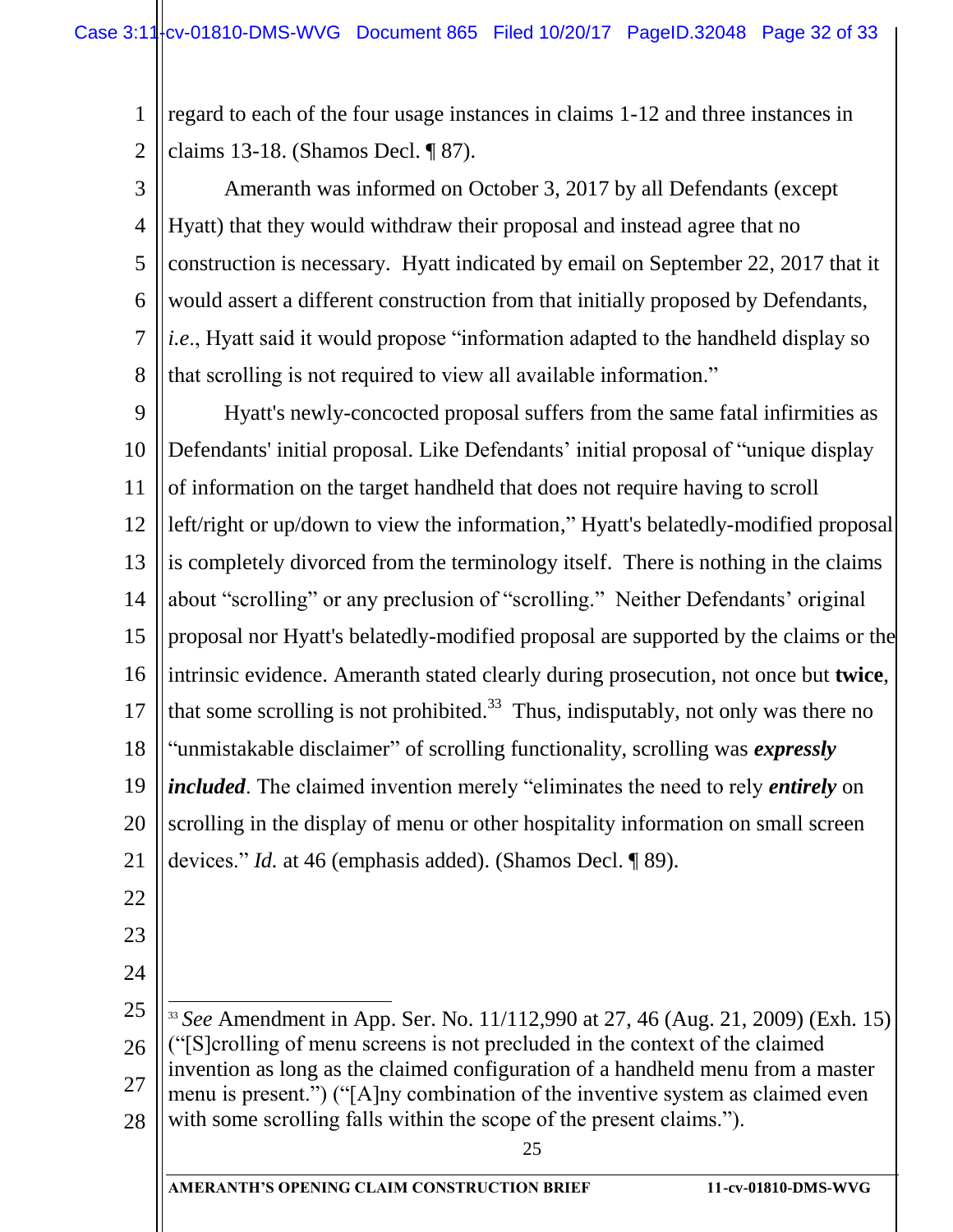regard to each of the four usage instances in claims 1-12 and three instances in claims 13-18. (Shamos Decl. ¶ 87).

Ameranth was informed on October 3, 2017 by all Defendants (except Hyatt) that they would withdraw their proposal and instead agree that no construction is necessary. Hyatt indicated by email on September 22, 2017 that it would assert a different construction from that initially proposed by Defendants, *i.e.*, Hyatt said it would propose "information adapted to the handheld display so that scrolling is not required to view all available information."

Hyatt's newly-concocted proposal suffers from the same fatal infirmities as Defendants' initial proposal. Like Defendants' initial proposal of "unique display of information on the target handheld that does not require having to scroll left/right or up/down to view the information," Hyatt's belatedly-modified proposal is completely divorced from the terminology itself. There is nothing in the claims about "scrolling" or any preclusion of "scrolling." Neither Defendants' original proposal nor Hyatt's belatedly-modified proposal are supported by the claims or the intrinsic evidence. Ameranth stated clearly during prosecution, not once but **twice**, that some scrolling is not prohibited.[33] Thus, indisputably, not only was there no "unmistakable disclaimer" of scrolling functionality, scrolling was ***expressly included***. The claimed invention merely "eliminates the need to rely ***entirely*** on scrolling in the display of menu or other hospitality information on small screen devices." *Id.* at 46 (emphasis added). (Shamos Decl. ¶ 89).

---

[33] *See* Amendment in App. Ser. No. 11/112,990 at 27, 46 (Aug. 21, 2009) (Exh. 15) ("[S]crolling of menu screens is not precluded in the context of the claimed invention as long as the claimed configuration of a handheld menu from a master menu is present.") ("[A]ny combination of the inventive system as claimed even with some scrolling falls within the scope of the present claims.").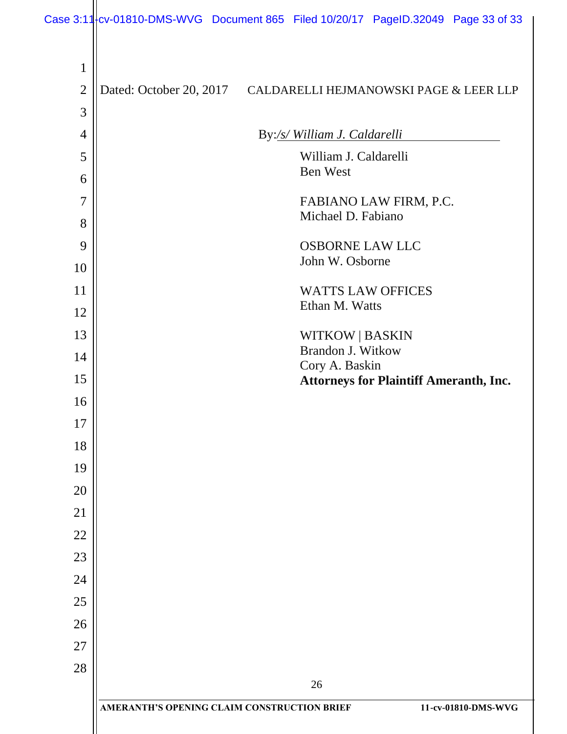Dated: October 20, 2017 CALDARELLI HEJMANOWSKI PAGE & LEER LLP

By: */s/ William J. Caldarelli*

William J. Caldarelli
Ben West

FABIANO LAW FIRM, P.C.
Michael D. Fabiano

OSBORNE LAW LLC
John W. Osborne

WATTS LAW OFFICES
Ethan M. Watts

WITKOW | BASKIN
Brandon J. Witkow
Cory A. Baskin
**Attorneys for Plaintiff Ameranth, Inc.**